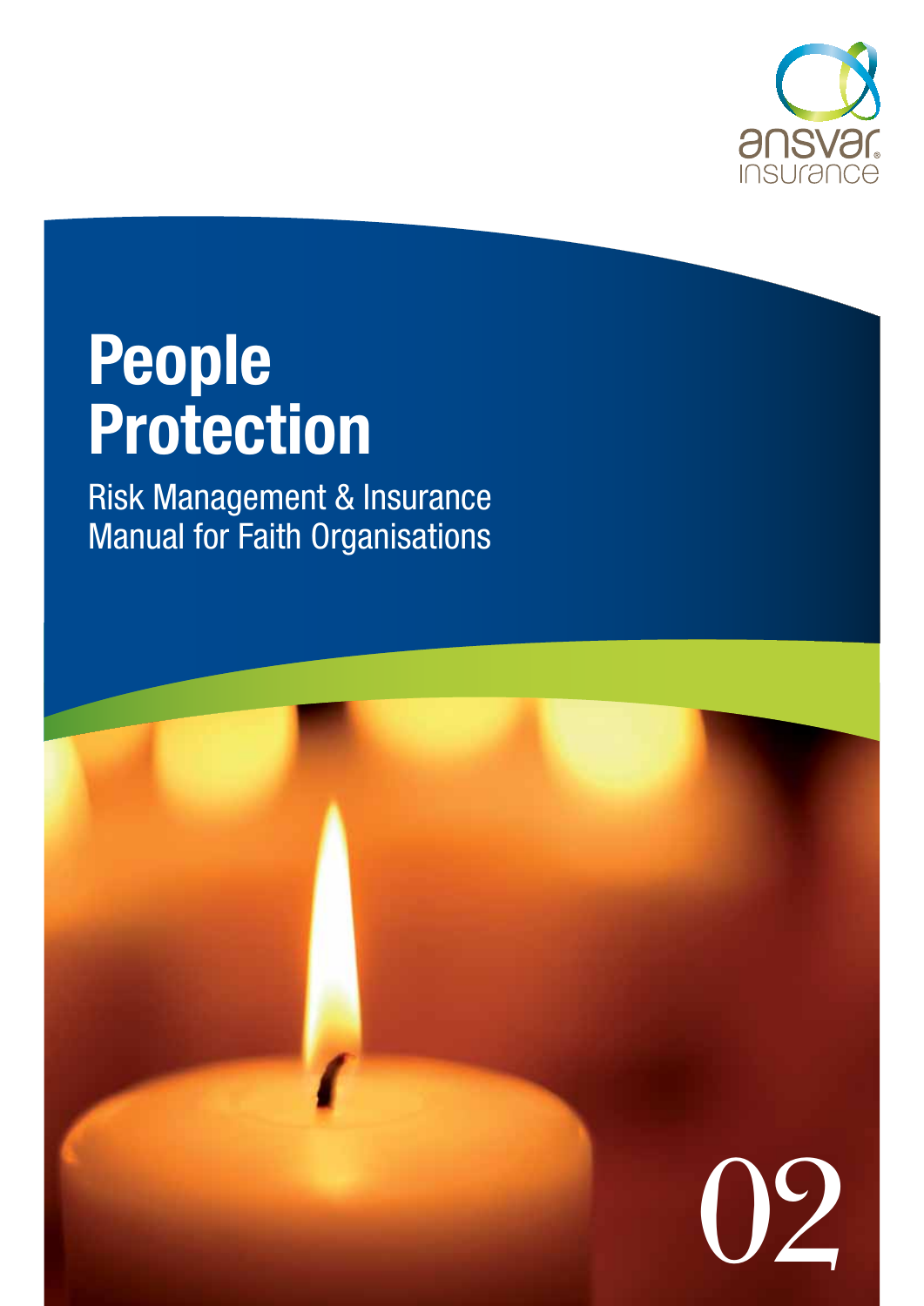ansvar insurance

# People Protection

Risk Management & Insurance Manual for Faith Organisations

02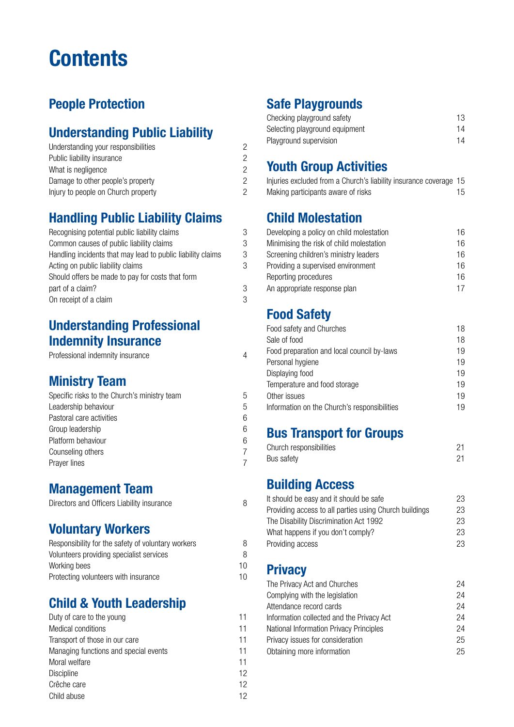# Contents

## People Protection

## Understanding Public Liability

| | |
|---|---|
| Understanding your responsibilities | 2 |
| Public liability insurance | 2 |
| What is negligence | 2 |
| Damage to other people's property | 2 |
| Injury to people on Church property | 2 |

## Handling Public Liability Claims

| | |
|---|---|
| Recognising potential public liability claims | 3 |
| Common causes of public liability claims | 3 |
| Handling incidents that may lead to public liability claims | 3 |
| Acting on public liability claims | 3 |
| Should offers be made to pay for costs that form part of a claim? | 3 |
| On receipt of a claim | 3 |

## Understanding Professional Indemnity Insurance

| | |
|---|---|
| Professional indemnity insurance | 4 |

## Ministry Team

| | |
|---|---|
| Specific risks to the Church's ministry team | 5 |
| Leadership behaviour | 5 |
| Pastoral care activities | 6 |
| Group leadership | 6 |
| Platform behaviour | 6 |
| Counseling others | 7 |
| Prayer lines | 7 |

## Management Team

| | |
|---|---|
| Directors and Officers Liability insurance | 8 |

## Voluntary Workers

| | |
|---|---|
| Responsibility for the safety of voluntary workers | 8 |
| Volunteers providing specialist services | 8 |
| Working bees | 10 |
| Protecting volunteers with insurance | 10 |

## Child & Youth Leadership

| | |
|---|---|
| Duty of care to the young | 11 |
| Medical conditions | 11 |
| Transport of those in our care | 11 |
| Managing functions and special events | 11 |
| Moral welfare | 11 |
| Discipline | 12 |
| Crêche care | 12 |
| Child abuse | 12 |

## Safe Playgrounds

| | |
|---|---|
| Checking playground safety | 13 |
| Selecting playground equipment | 14 |
| Playground supervision | 14 |

## Youth Group Activities

| | |
|---|---|
| Injuries excluded from a Church's liability insurance coverage | 15 |
| Making participants aware of risks | 15 |

## Child Molestation

| | |
|---|---|
| Developing a policy on child molestation | 16 |
| Minimising the risk of child molestation | 16 |
| Screening children's ministry leaders | 16 |
| Providing a supervised environment | 16 |
| Reporting procedures | 16 |
| An appropriate response plan | 17 |

## Food Safety

| | |
|---|---|
| Food safety and Churches | 18 |
| Sale of food | 18 |
| Food preparation and local council by-laws | 19 |
| Personal hygiene | 19 |
| Displaying food | 19 |
| Temperature and food storage | 19 |
| Other issues | 19 |
| Information on the Church's responsibilities | 19 |

## Bus Transport for Groups

| | |
|---|---|
| Church responsibilities | 21 |
| Bus safety | 21 |

## Building Access

| | |
|---|---|
| It should be easy and it should be safe | 23 |
| Providing access to all parties using Church buildings | 23 |
| The Disability Discrimination Act 1992 | 23 |
| What happens if you don't comply? | 23 |
| Providing access | 23 |

## Privacy

| | |
|---|---|
| The Privacy Act and Churches | 24 |
| Complying with the legislation | 24 |
| Attendance record cards | 24 |
| Information collected and the Privacy Act | 24 |
| National Information Privacy Principles | 24 |
| Privacy issues for consideration | 25 |
| Obtaining more information | 25 |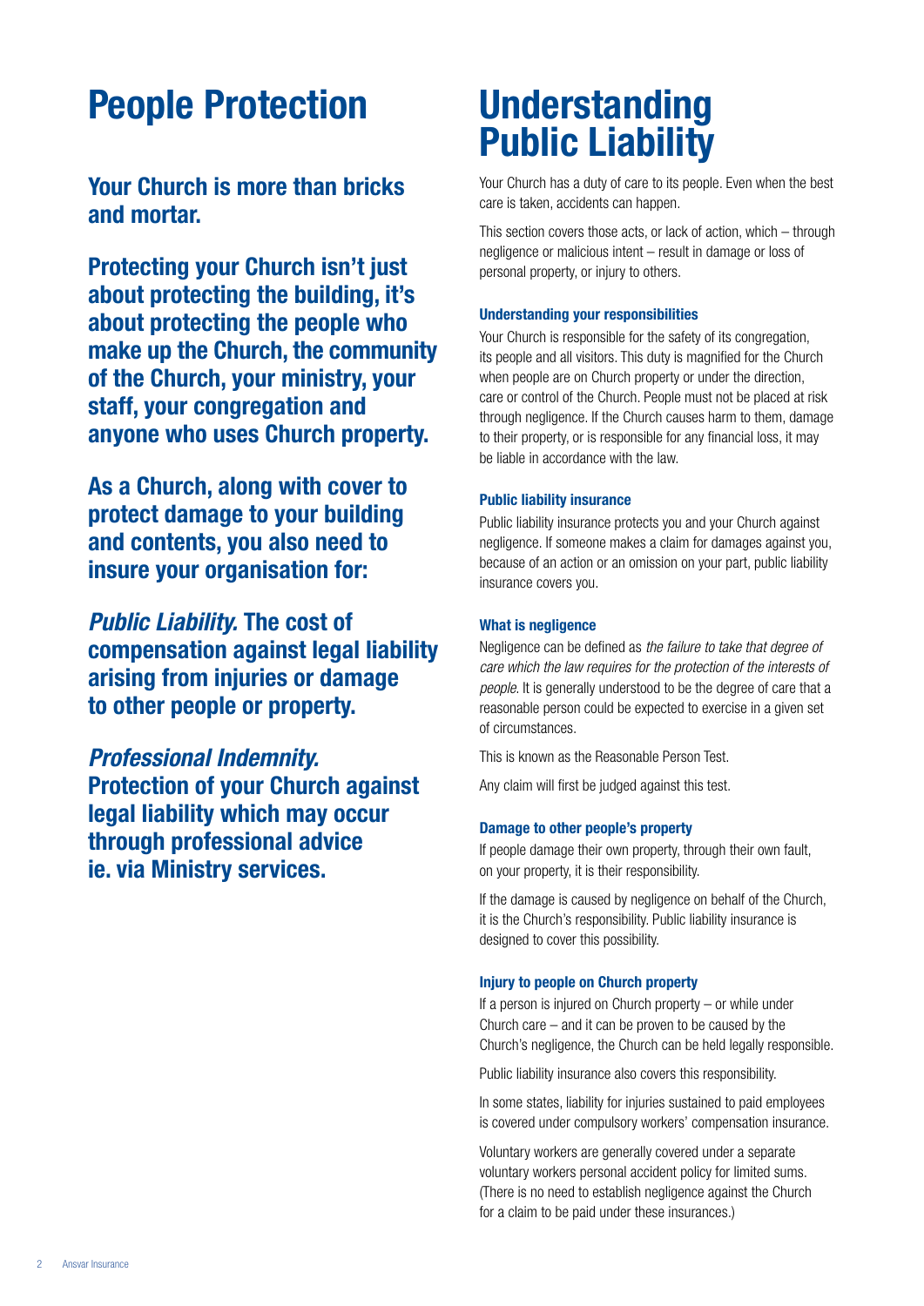# People Protection

**Your Church is more than bricks and mortar.**

**Protecting your Church isn't just about protecting the building, it's about protecting the people who make up the Church, the community of the Church, your ministry, your staff, your congregation and anyone who uses Church property.**

**As a Church, along with cover to protect damage to your building and contents, you also need to insure your organisation for:**

***Public Liability.*** **The cost of compensation against legal liability arising from injuries or damage to other people or property.**

***Professional Indemnity.*** **Protection of your Church against legal liability which may occur through professional advice ie. via Ministry services.**

# Understanding Public Liability

Your Church has a duty of care to its people. Even when the best care is taken, accidents can happen.

This section covers those acts, or lack of action, which – through negligence or malicious intent – result in damage or loss of personal property, or injury to others.

### Understanding your responsibilities

Your Church is responsible for the safety of its congregation, its people and all visitors. This duty is magnified for the Church when people are on Church property or under the direction, care or control of the Church. People must not be placed at risk through negligence. If the Church causes harm to them, damage to their property, or is responsible for any financial loss, it may be liable in accordance with the law.

### Public liability insurance

Public liability insurance protects you and your Church against negligence. If someone makes a claim for damages against you, because of an action or an omission on your part, public liability insurance covers you.

### What is negligence

Negligence can be defined as *the failure to take that degree of care which the law requires for the protection of the interests of people*. It is generally understood to be the degree of care that a reasonable person could be expected to exercise in a given set of circumstances.

This is known as the Reasonable Person Test.

Any claim will first be judged against this test.

### Damage to other people's property

If people damage their own property, through their own fault, on your property, it is their responsibility.

If the damage is caused by negligence on behalf of the Church, it is the Church's responsibility. Public liability insurance is designed to cover this possibility.

### Injury to people on Church property

If a person is injured on Church property – or while under Church care – and it can be proven to be caused by the Church's negligence, the Church can be held legally responsible.

Public liability insurance also covers this responsibility.

In some states, liability for injuries sustained to paid employees is covered under compulsory workers' compensation insurance.

Voluntary workers are generally covered under a separate voluntary workers personal accident policy for limited sums. (There is no need to establish negligence against the Church for a claim to be paid under these insurances.)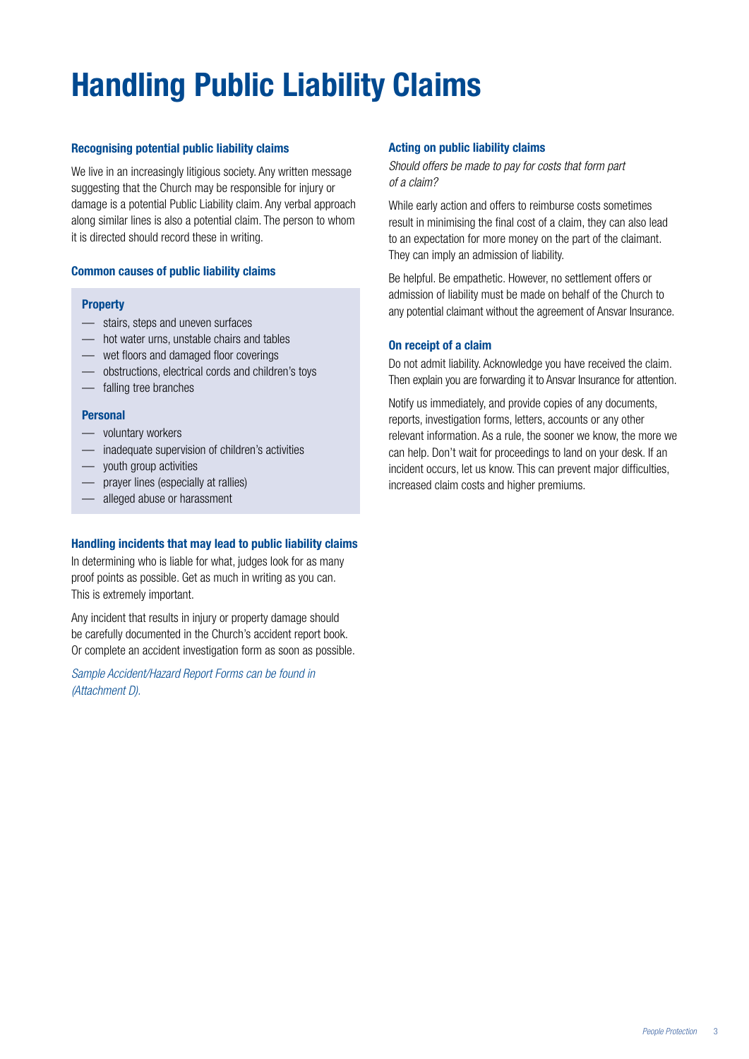# Handling Public Liability Claims

### Recognising potential public liability claims

We live in an increasingly litigious society. Any written message suggesting that the Church may be responsible for injury or damage is a potential Public Liability claim. Any verbal approach along similar lines is also a potential claim. The person to whom it is directed should record these in writing.

### Common causes of public liability claims

**Property**

- stairs, steps and uneven surfaces
- hot water urns, unstable chairs and tables
- wet floors and damaged floor coverings
- obstructions, electrical cords and children's toys
- falling tree branches

**Personal**

- voluntary workers
- inadequate supervision of children's activities
- youth group activities
- prayer lines (especially at rallies)
- alleged abuse or harassment

### Handling incidents that may lead to public liability claims

In determining who is liable for what, judges look for as many proof points as possible. Get as much in writing as you can. This is extremely important.

Any incident that results in injury or property damage should be carefully documented in the Church's accident report book. Or complete an accident investigation form as soon as possible.

*Sample Accident/Hazard Report Forms can be found in (Attachment D).*

### Acting on public liability claims

*Should offers be made to pay for costs that form part of a claim?*

While early action and offers to reimburse costs sometimes result in minimising the final cost of a claim, they can also lead to an expectation for more money on the part of the claimant. They can imply an admission of liability.

Be helpful. Be empathetic. However, no settlement offers or admission of liability must be made on behalf of the Church to any potential claimant without the agreement of Ansvar Insurance.

### On receipt of a claim

Do not admit liability. Acknowledge you have received the claim. Then explain you are forwarding it to Ansvar Insurance for attention.

Notify us immediately, and provide copies of any documents, reports, investigation forms, letters, accounts or any other relevant information. As a rule, the sooner we know, the more we can help. Don't wait for proceedings to land on your desk. If an incident occurs, let us know. This can prevent major difficulties, increased claim costs and higher premiums.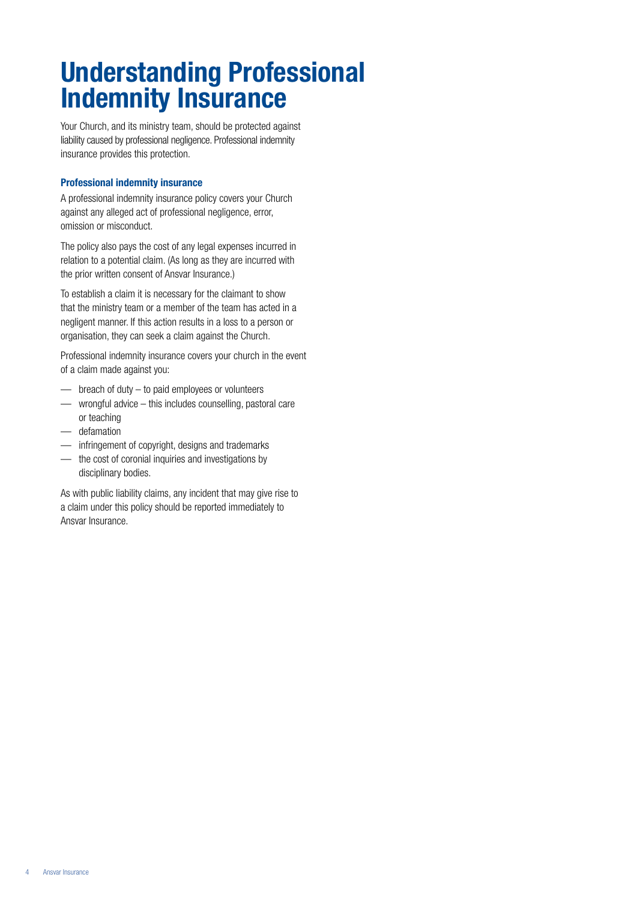# Understanding Professional Indemnity Insurance

Your Church, and its ministry team, should be protected against liability caused by professional negligence. Professional indemnity insurance provides this protection.

### Professional indemnity insurance

A professional indemnity insurance policy covers your Church against any alleged act of professional negligence, error, omission or misconduct.

The policy also pays the cost of any legal expenses incurred in relation to a potential claim. (As long as they are incurred with the prior written consent of Ansvar Insurance.)

To establish a claim it is necessary for the claimant to show that the ministry team or a member of the team has acted in a negligent manner. If this action results in a loss to a person or organisation, they can seek a claim against the Church.

Professional indemnity insurance covers your church in the event of a claim made against you:

- breach of duty – to paid employees or volunteers
- wrongful advice – this includes counselling, pastoral care or teaching
- defamation
- infringement of copyright, designs and trademarks
- the cost of coronial inquiries and investigations by disciplinary bodies.

As with public liability claims, any incident that may give rise to a claim under this policy should be reported immediately to Ansvar Insurance.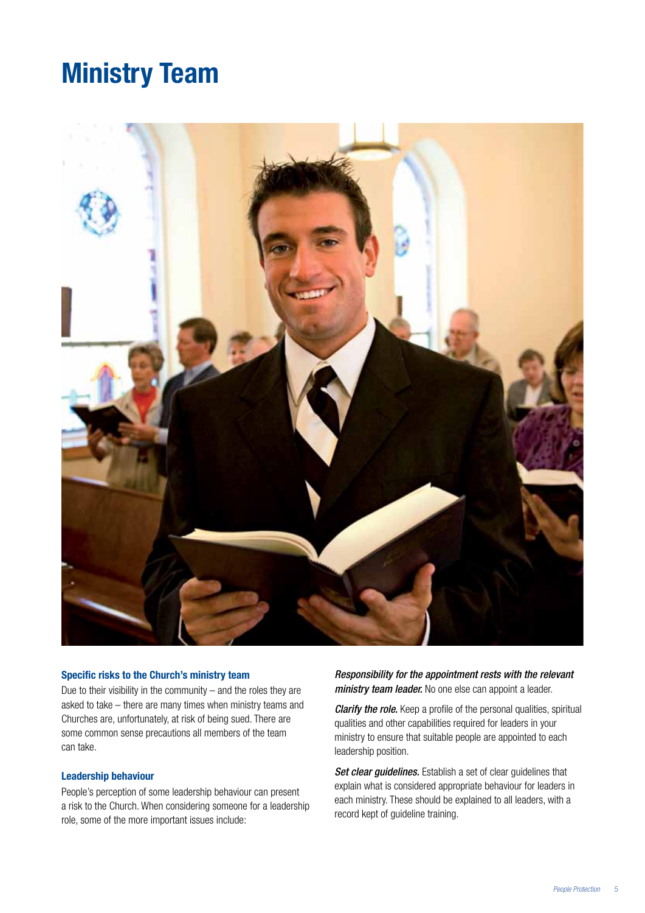# Ministry Team

### Specific risks to the Church's ministry team

Due to their visibility in the community – and the roles they are asked to take – there are many times when ministry teams and Churches are, unfortunately, at risk of being sued. There are some common sense precautions all members of the team can take.

### Leadership behaviour

People's perception of some leadership behaviour can present a risk to the Church. When considering someone for a leadership role, some of the more important issues include:

*Responsibility for the appointment rests with the relevant **ministry team leader.*** No one else can appoint a leader.

***Clarify the role.*** Keep a profile of the personal qualities, spiritual qualities and other capabilities required for leaders in your ministry to ensure that suitable people are appointed to each leadership position.

***Set clear guidelines.*** Establish a set of clear guidelines that explain what is considered appropriate behaviour for leaders in each ministry. These should be explained to all leaders, with a record kept of guideline training.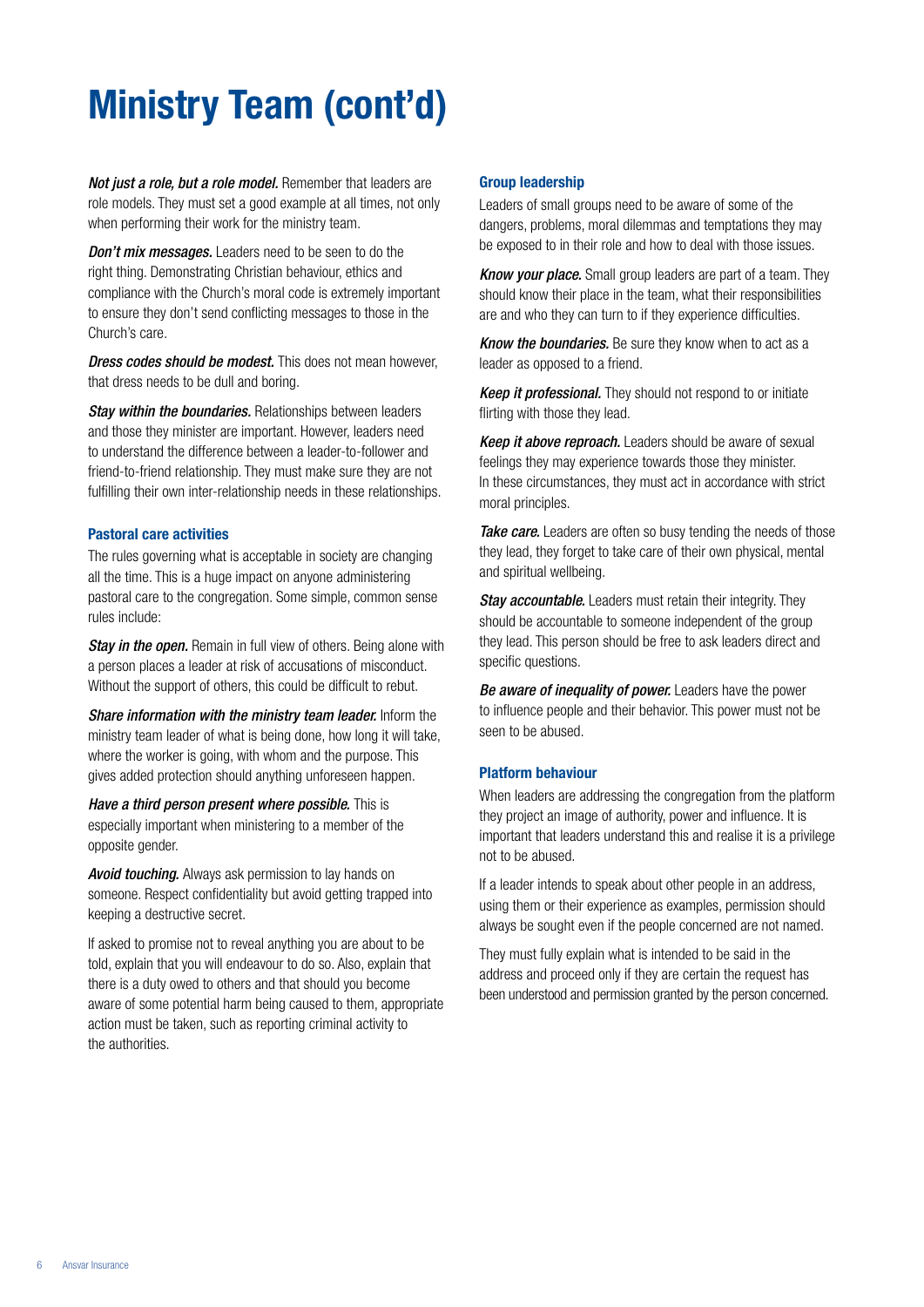# Ministry Team (cont'd)

***Not just a role, but a role model.*** Remember that leaders are role models. They must set a good example at all times, not only when performing their work for the ministry team.

***Don't mix messages.*** Leaders need to be seen to do the right thing. Demonstrating Christian behaviour, ethics and compliance with the Church's moral code is extremely important to ensure they don't send conflicting messages to those in the Church's care.

***Dress codes should be modest.*** This does not mean however, that dress needs to be dull and boring.

***Stay within the boundaries.*** Relationships between leaders and those they minister are important. However, leaders need to understand the difference between a leader-to-follower and friend-to-friend relationship. They must make sure they are not fulfilling their own inter-relationship needs in these relationships.

### Pastoral care activities

The rules governing what is acceptable in society are changing all the time. This is a huge impact on anyone administering pastoral care to the congregation. Some simple, common sense rules include:

***Stay in the open.*** Remain in full view of others. Being alone with a person places a leader at risk of accusations of misconduct. Without the support of others, this could be difficult to rebut.

***Share information with the ministry team leader.*** Inform the ministry team leader of what is being done, how long it will take, where the worker is going, with whom and the purpose. This gives added protection should anything unforeseen happen.

***Have a third person present where possible.*** This is especially important when ministering to a member of the opposite gender.

***Avoid touching.*** Always ask permission to lay hands on someone. Respect confidentiality but avoid getting trapped into keeping a destructive secret.

If asked to promise not to reveal anything you are about to be told, explain that you will endeavour to do so. Also, explain that there is a duty owed to others and that should you become aware of some potential harm being caused to them, appropriate action must be taken, such as reporting criminal activity to the authorities.

### Group leadership

Leaders of small groups need to be aware of some of the dangers, problems, moral dilemmas and temptations they may be exposed to in their role and how to deal with those issues.

***Know your place.*** Small group leaders are part of a team. They should know their place in the team, what their responsibilities are and who they can turn to if they experience difficulties.

***Know the boundaries.*** Be sure they know when to act as a leader as opposed to a friend.

***Keep it professional.*** They should not respond to or initiate flirting with those they lead.

***Keep it above reproach.*** Leaders should be aware of sexual feelings they may experience towards those they minister. In these circumstances, they must act in accordance with strict moral principles.

***Take care.*** Leaders are often so busy tending the needs of those they lead, they forget to take care of their own physical, mental and spiritual wellbeing.

***Stay accountable.*** Leaders must retain their integrity. They should be accountable to someone independent of the group they lead. This person should be free to ask leaders direct and specific questions.

***Be aware of inequality of power.*** Leaders have the power to influence people and their behavior. This power must not be seen to be abused.

### Platform behaviour

When leaders are addressing the congregation from the platform they project an image of authority, power and influence. It is important that leaders understand this and realise it is a privilege not to be abused.

If a leader intends to speak about other people in an address, using them or their experience as examples, permission should always be sought even if the people concerned are not named.

They must fully explain what is intended to be said in the address and proceed only if they are certain the request has been understood and permission granted by the person concerned.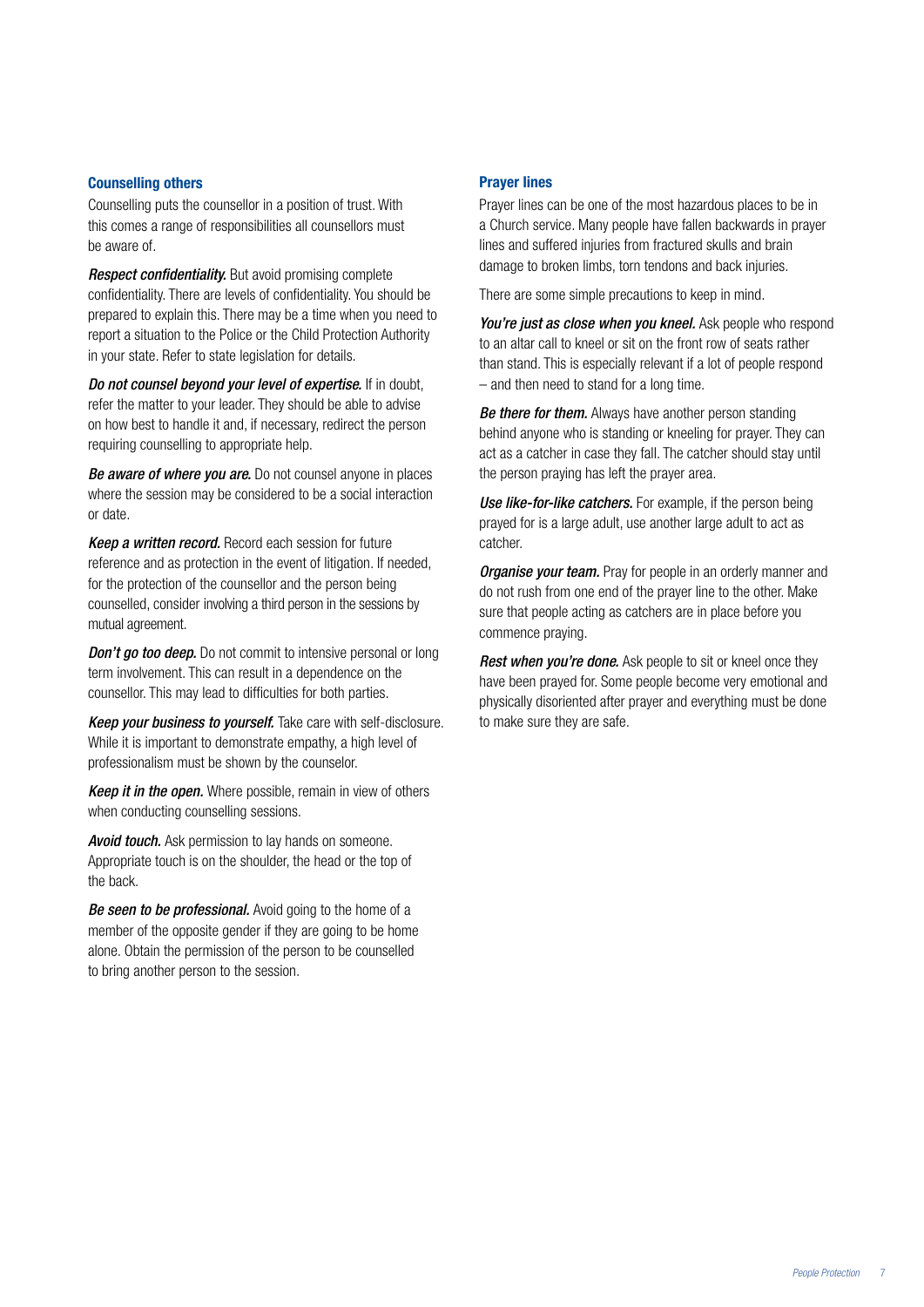### Counselling others

Counselling puts the counsellor in a position of trust. With this comes a range of responsibilities all counsellors must be aware of.

***Respect confidentiality.*** But avoid promising complete confidentiality. There are levels of confidentiality. You should be prepared to explain this. There may be a time when you need to report a situation to the Police or the Child Protection Authority in your state. Refer to state legislation for details.

***Do not counsel beyond your level of expertise.*** If in doubt, refer the matter to your leader. They should be able to advise on how best to handle it and, if necessary, redirect the person requiring counselling to appropriate help.

***Be aware of where you are.*** Do not counsel anyone in places where the session may be considered to be a social interaction or date.

***Keep a written record.*** Record each session for future reference and as protection in the event of litigation. If needed, for the protection of the counsellor and the person being counselled, consider involving a third person in the sessions by mutual agreement.

***Don't go too deep.*** Do not commit to intensive personal or long term involvement. This can result in a dependence on the counsellor. This may lead to difficulties for both parties.

***Keep your business to yourself.*** Take care with self-disclosure. While it is important to demonstrate empathy, a high level of professionalism must be shown by the counselor.

***Keep it in the open.*** Where possible, remain in view of others when conducting counselling sessions.

***Avoid touch.*** Ask permission to lay hands on someone. Appropriate touch is on the shoulder, the head or the top of the back.

***Be seen to be professional.*** Avoid going to the home of a member of the opposite gender if they are going to be home alone. Obtain the permission of the person to be counselled to bring another person to the session.

### Prayer lines

Prayer lines can be one of the most hazardous places to be in a Church service. Many people have fallen backwards in prayer lines and suffered injuries from fractured skulls and brain damage to broken limbs, torn tendons and back injuries.

There are some simple precautions to keep in mind.

***You're just as close when you kneel.*** Ask people who respond to an altar call to kneel or sit on the front row of seats rather than stand. This is especially relevant if a lot of people respond – and then need to stand for a long time.

***Be there for them.*** Always have another person standing behind anyone who is standing or kneeling for prayer. They can act as a catcher in case they fall. The catcher should stay until the person praying has left the prayer area.

***Use like-for-like catchers.*** For example, if the person being prayed for is a large adult, use another large adult to act as catcher.

***Organise your team.*** Pray for people in an orderly manner and do not rush from one end of the prayer line to the other. Make sure that people acting as catchers are in place before you commence praying.

***Rest when you're done.*** Ask people to sit or kneel once they have been prayed for. Some people become very emotional and physically disoriented after prayer and everything must be done to make sure they are safe.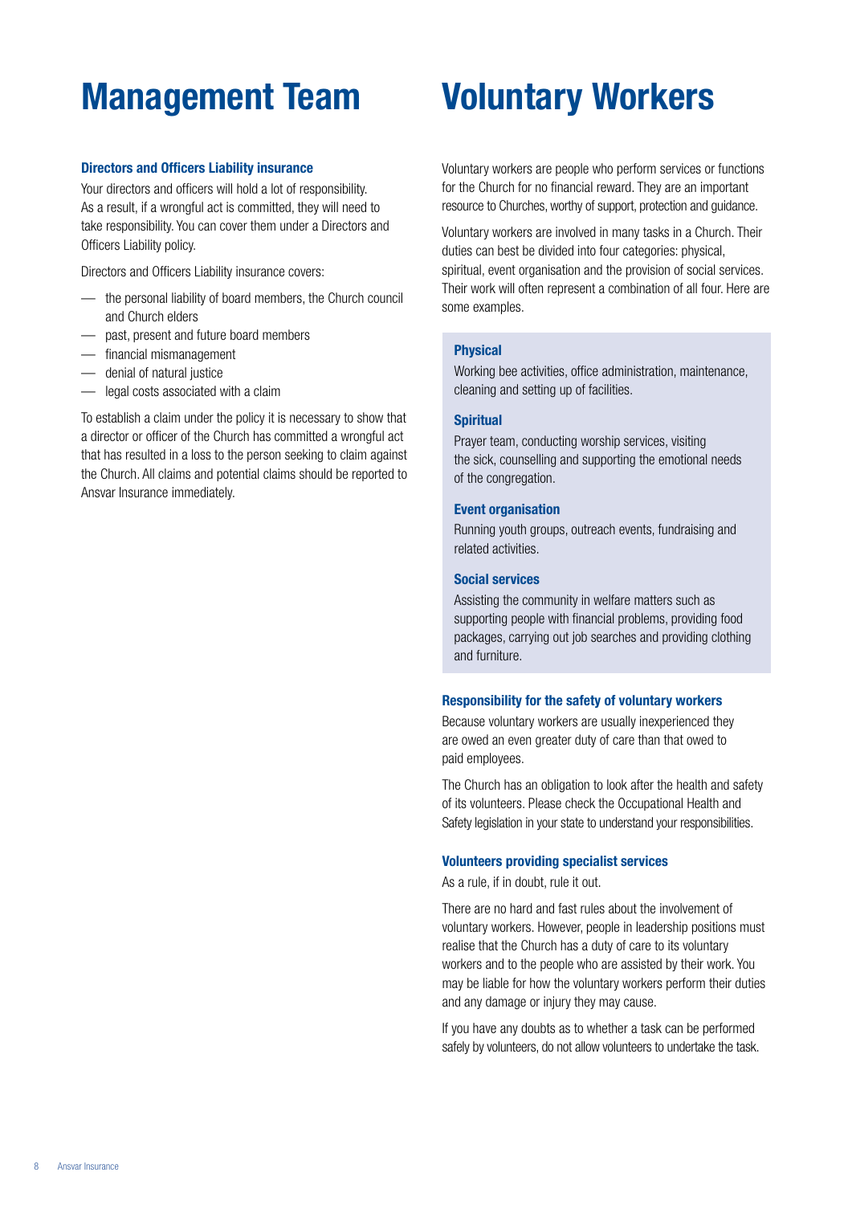# Management Team

### Directors and Officers Liability insurance

Your directors and officers will hold a lot of responsibility. As a result, if a wrongful act is committed, they will need to take responsibility. You can cover them under a Directors and Officers Liability policy.

Directors and Officers Liability insurance covers:

- the personal liability of board members, the Church council and Church elders
- past, present and future board members
- financial mismanagement
- denial of natural justice
- legal costs associated with a claim

To establish a claim under the policy it is necessary to show that a director or officer of the Church has committed a wrongful act that has resulted in a loss to the person seeking to claim against the Church. All claims and potential claims should be reported to Ansvar Insurance immediately.

# Voluntary Workers

Voluntary workers are people who perform services or functions for the Church for no financial reward. They are an important resource to Churches, worthy of support, protection and guidance.

Voluntary workers are involved in many tasks in a Church. Their duties can best be divided into four categories: physical, spiritual, event organisation and the provision of social services. Their work will often represent a combination of all four. Here are some examples.

**Physical**

Working bee activities, office administration, maintenance, cleaning and setting up of facilities.

**Spiritual**

Prayer team, conducting worship services, visiting the sick, counselling and supporting the emotional needs of the congregation.

**Event organisation**

Running youth groups, outreach events, fundraising and related activities.

**Social services**

Assisting the community in welfare matters such as supporting people with financial problems, providing food packages, carrying out job searches and providing clothing and furniture.

### Responsibility for the safety of voluntary workers

Because voluntary workers are usually inexperienced they are owed an even greater duty of care than that owed to paid employees.

The Church has an obligation to look after the health and safety of its volunteers. Please check the Occupational Health and Safety legislation in your state to understand your responsibilities.

### Volunteers providing specialist services

As a rule, if in doubt, rule it out.

There are no hard and fast rules about the involvement of voluntary workers. However, people in leadership positions must realise that the Church has a duty of care to its voluntary workers and to the people who are assisted by their work. You may be liable for how the voluntary workers perform their duties and any damage or injury they may cause.

If you have any doubts as to whether a task can be performed safely by volunteers, do not allow volunteers to undertake the task.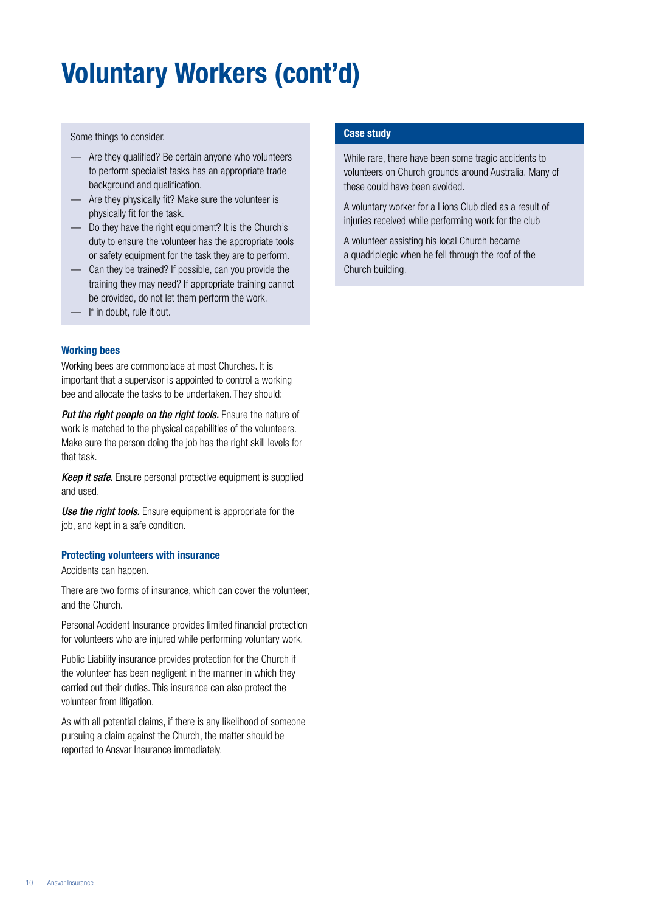# Voluntary Workers (cont'd)

Some things to consider.

- Are they qualified? Be certain anyone who volunteers to perform specialist tasks has an appropriate trade background and qualification.
- Are they physically fit? Make sure the volunteer is physically fit for the task.
- Do they have the right equipment? It is the Church's duty to ensure the volunteer has the appropriate tools or safety equipment for the task they are to perform.
- Can they be trained? If possible, can you provide the training they may need? If appropriate training cannot be provided, do not let them perform the work.
- If in doubt, rule it out.

### Working bees

Working bees are commonplace at most Churches. It is important that a supervisor is appointed to control a working bee and allocate the tasks to be undertaken. They should:

***Put the right people on the right tools.*** Ensure the nature of work is matched to the physical capabilities of the volunteers. Make sure the person doing the job has the right skill levels for that task.

***Keep it safe.*** Ensure personal protective equipment is supplied and used.

***Use the right tools.*** Ensure equipment is appropriate for the job, and kept in a safe condition.

### Protecting volunteers with insurance

Accidents can happen.

There are two forms of insurance, which can cover the volunteer, and the Church.

Personal Accident Insurance provides limited financial protection for volunteers who are injured while performing voluntary work.

Public Liability insurance provides protection for the Church if the volunteer has been negligent in the manner in which they carried out their duties. This insurance can also protect the volunteer from litigation.

As with all potential claims, if there is any likelihood of someone pursuing a claim against the Church, the matter should be reported to Ansvar Insurance immediately.

### Case study

While rare, there have been some tragic accidents to volunteers on Church grounds around Australia. Many of these could have been avoided.

A voluntary worker for a Lions Club died as a result of injuries received while performing work for the club

A volunteer assisting his local Church became a quadriplegic when he fell through the roof of the Church building.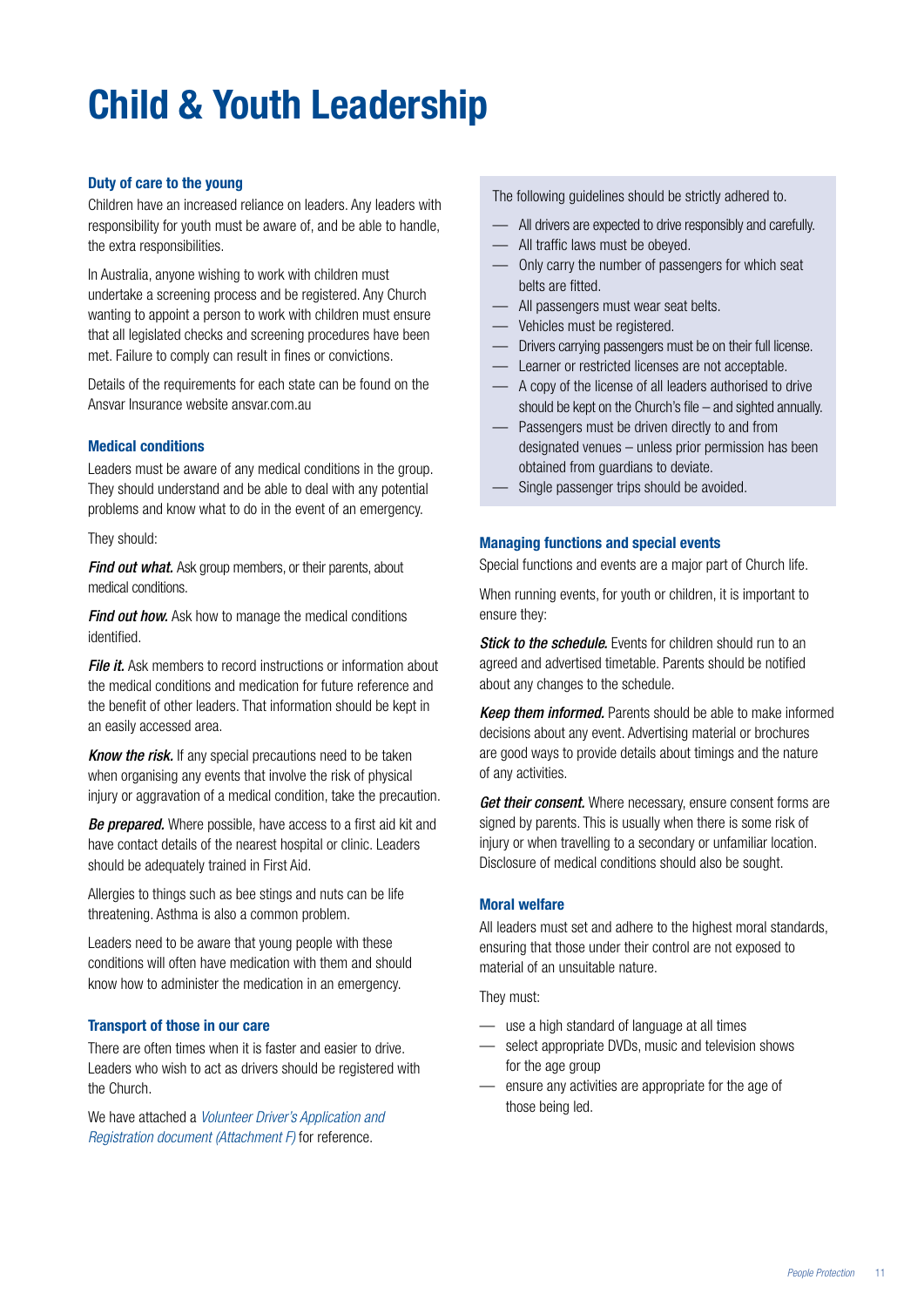# Child & Youth Leadership

### Duty of care to the young

Children have an increased reliance on leaders. Any leaders with responsibility for youth must be aware of, and be able to handle, the extra responsibilities.

In Australia, anyone wishing to work with children must undertake a screening process and be registered. Any Church wanting to appoint a person to work with children must ensure that all legislated checks and screening procedures have been met. Failure to comply can result in fines or convictions.

Details of the requirements for each state can be found on the Ansvar Insurance website ansvar.com.au

### Medical conditions

Leaders must be aware of any medical conditions in the group. They should understand and be able to deal with any potential problems and know what to do in the event of an emergency.

They should:

***Find out what.*** Ask group members, or their parents, about medical conditions.

***Find out how.*** Ask how to manage the medical conditions identified.

***File it.*** Ask members to record instructions or information about the medical conditions and medication for future reference and the benefit of other leaders. That information should be kept in an easily accessed area.

***Know the risk.*** If any special precautions need to be taken when organising any events that involve the risk of physical injury or aggravation of a medical condition, take the precaution.

***Be prepared.*** Where possible, have access to a first aid kit and have contact details of the nearest hospital or clinic. Leaders should be adequately trained in First Aid.

Allergies to things such as bee stings and nuts can be life threatening. Asthma is also a common problem.

Leaders need to be aware that young people with these conditions will often have medication with them and should know how to administer the medication in an emergency.

### Transport of those in our care

There are often times when it is faster and easier to drive. Leaders who wish to act as drivers should be registered with the Church.

We have attached a *Volunteer Driver's Application and Registration document (Attachment F)* for reference.

The following guidelines should be strictly adhered to.

- All drivers are expected to drive responsibly and carefully.
- All traffic laws must be obeyed.
- Only carry the number of passengers for which seat belts are fitted.
- All passengers must wear seat belts.
- Vehicles must be registered.
- Drivers carrying passengers must be on their full license.
- Learner or restricted licenses are not acceptable.
- A copy of the license of all leaders authorised to drive should be kept on the Church's file – and sighted annually.
- Passengers must be driven directly to and from designated venues – unless prior permission has been obtained from guardians to deviate.
- Single passenger trips should be avoided.

### Managing functions and special events

Special functions and events are a major part of Church life.

When running events, for youth or children, it is important to ensure they:

***Stick to the schedule.*** Events for children should run to an agreed and advertised timetable. Parents should be notified about any changes to the schedule.

***Keep them informed.*** Parents should be able to make informed decisions about any event. Advertising material or brochures are good ways to provide details about timings and the nature of any activities.

***Get their consent.*** Where necessary, ensure consent forms are signed by parents. This is usually when there is some risk of injury or when travelling to a secondary or unfamiliar location. Disclosure of medical conditions should also be sought.

### Moral welfare

All leaders must set and adhere to the highest moral standards, ensuring that those under their control are not exposed to material of an unsuitable nature.

They must:

- use a high standard of language at all times
- select appropriate DVDs, music and television shows for the age group
- ensure any activities are appropriate for the age of those being led.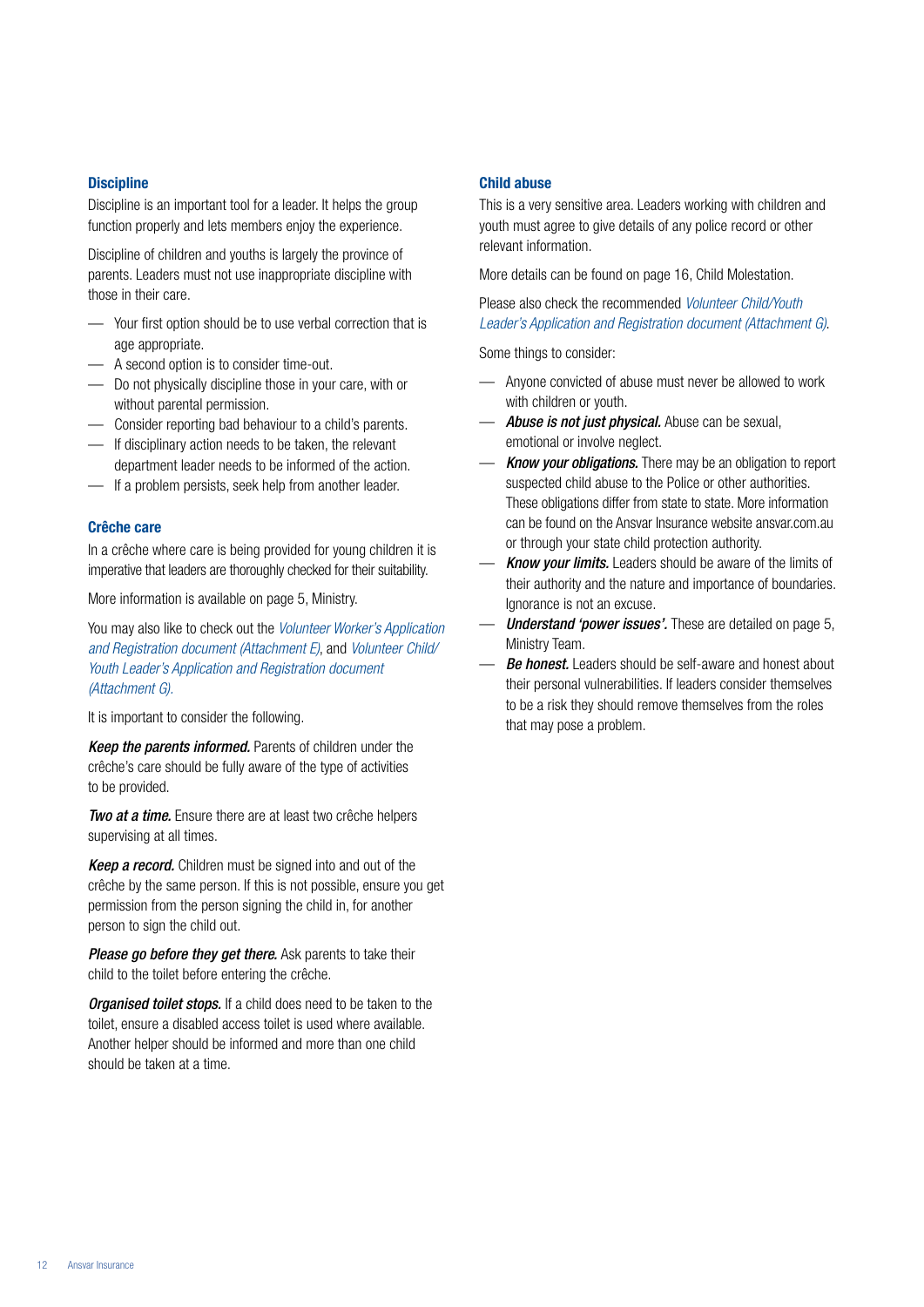### Discipline

Discipline is an important tool for a leader. It helps the group function properly and lets members enjoy the experience.

Discipline of children and youths is largely the province of parents. Leaders must not use inappropriate discipline with those in their care.

- Your first option should be to use verbal correction that is age appropriate.
- A second option is to consider time-out.
- Do not physically discipline those in your care, with or without parental permission.
- Consider reporting bad behaviour to a child's parents.
- If disciplinary action needs to be taken, the relevant department leader needs to be informed of the action.
- If a problem persists, seek help from another leader.

### Crêche care

In a crêche where care is being provided for young children it is imperative that leaders are thoroughly checked for their suitability.

More information is available on page 5, Ministry.

You may also like to check out the *Volunteer Worker's Application and Registration document (Attachment E)*, and *Volunteer Child/Youth Leader's Application and Registration document (Attachment G)*.

It is important to consider the following.

***Keep the parents informed.*** Parents of children under the crêche's care should be fully aware of the type of activities to be provided.

***Two at a time.*** Ensure there are at least two crêche helpers supervising at all times.

***Keep a record.*** Children must be signed into and out of the crêche by the same person. If this is not possible, ensure you get permission from the person signing the child in, for another person to sign the child out.

***Please go before they get there.*** Ask parents to take their child to the toilet before entering the crêche.

***Organised toilet stops.*** If a child does need to be taken to the toilet, ensure a disabled access toilet is used where available. Another helper should be informed and more than one child should be taken at a time.

### Child abuse

This is a very sensitive area. Leaders working with children and youth must agree to give details of any police record or other relevant information.

More details can be found on page 16, Child Molestation.

Please also check the recommended *Volunteer Child/Youth Leader's Application and Registration document (Attachment G)*.

Some things to consider:

- Anyone convicted of abuse must never be allowed to work with children or youth.
- ***Abuse is not just physical.*** Abuse can be sexual, emotional or involve neglect.
- ***Know your obligations.*** There may be an obligation to report suspected child abuse to the Police or other authorities. These obligations differ from state to state. More information can be found on the Ansvar Insurance website ansvar.com.au or through your state child protection authority.
- ***Know your limits.*** Leaders should be aware of the limits of their authority and the nature and importance of boundaries. Ignorance is not an excuse.
- ***Understand 'power issues'.*** These are detailed on page 5, Ministry Team.
- ***Be honest.*** Leaders should be self-aware and honest about their personal vulnerabilities. If leaders consider themselves to be a risk they should remove themselves from the roles that may pose a problem.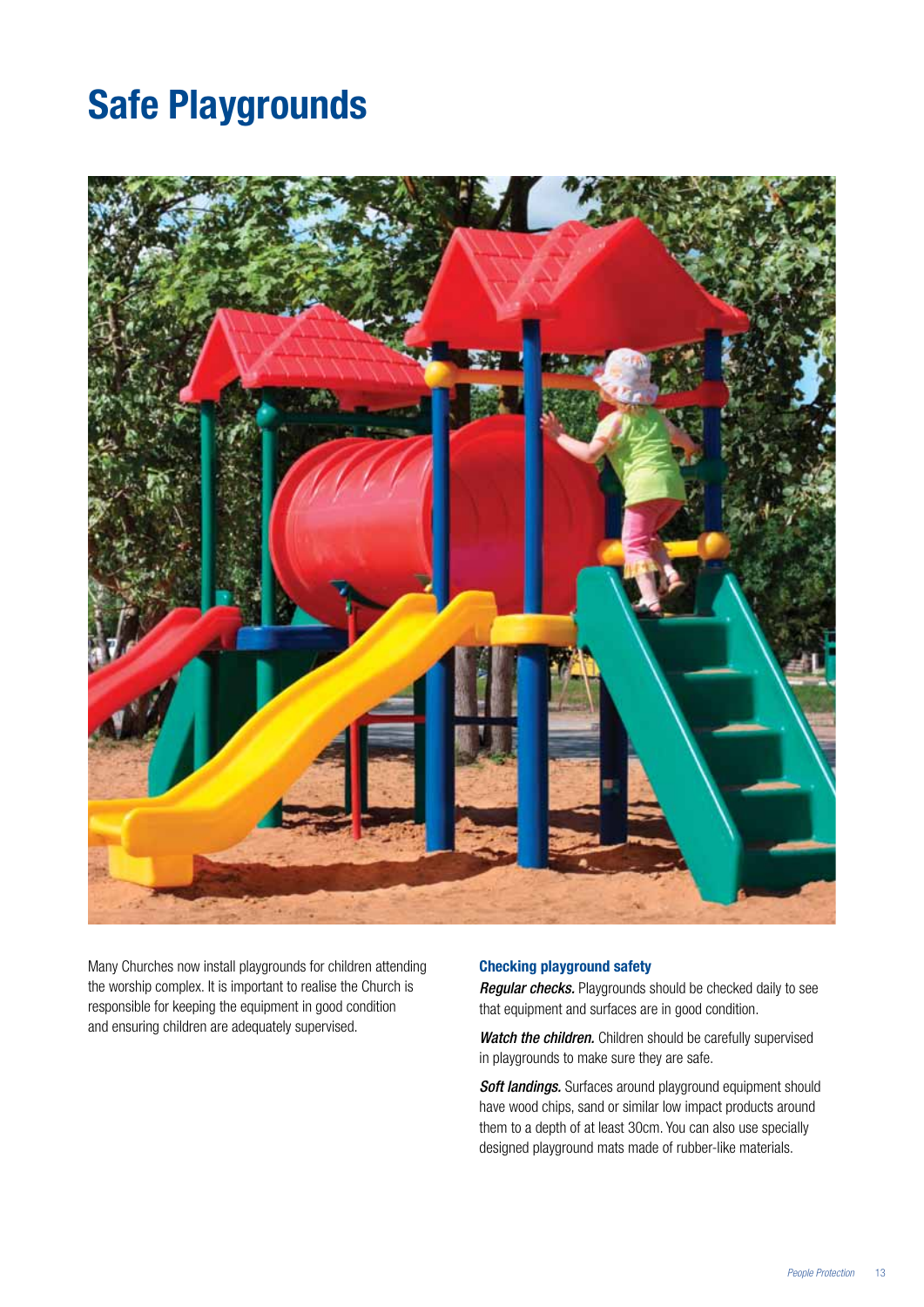# Safe Playgrounds

Many Churches now install playgrounds for children attending the worship complex. It is important to realise the Church is responsible for keeping the equipment in good condition and ensuring children are adequately supervised.

### Checking playground safety

***Regular checks.*** Playgrounds should be checked daily to see that equipment and surfaces are in good condition.

***Watch the children.*** Children should be carefully supervised in playgrounds to make sure they are safe.

***Soft landings.*** Surfaces around playground equipment should have wood chips, sand or similar low impact products around them to a depth of at least 30cm. You can also use specially designed playground mats made of rubber-like materials.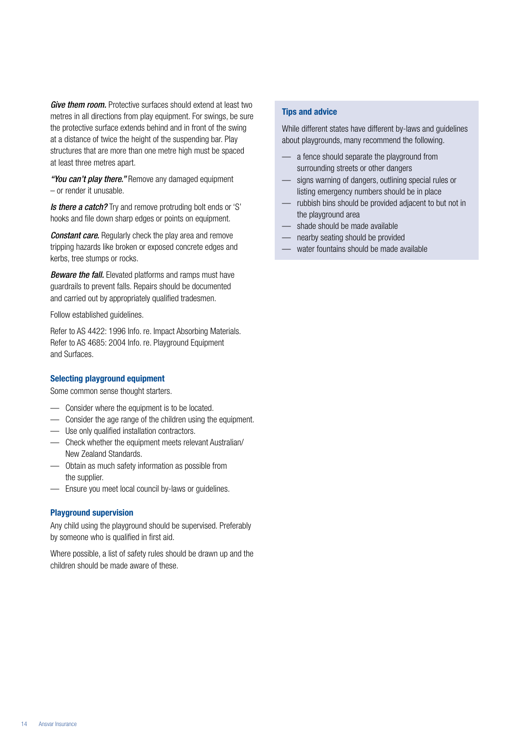***Give them room.*** Protective surfaces should extend at least two metres in all directions from play equipment. For swings, be sure the protective surface extends behind and in front of the swing at a distance of twice the height of the suspending bar. Play structures that are more than one metre high must be spaced at least three metres apart.

***"You can't play there."*** Remove any damaged equipment – or render it unusable.

***Is there a catch?*** Try and remove protruding bolt ends or 'S' hooks and file down sharp edges or points on equipment.

***Constant care.*** Regularly check the play area and remove tripping hazards like broken or exposed concrete edges and kerbs, tree stumps or rocks.

***Beware the fall.*** Elevated platforms and ramps must have guardrails to prevent falls. Repairs should be documented and carried out by appropriately qualified tradesmen.

Follow established guidelines.

Refer to AS 4422: 1996 Info. re. Impact Absorbing Materials. Refer to AS 4685: 2004 Info. re. Playground Equipment and Surfaces.

### Selecting playground equipment

Some common sense thought starters.

- Consider where the equipment is to be located.
- Consider the age range of the children using the equipment.
- Use only qualified installation contractors.
- Check whether the equipment meets relevant Australian/New Zealand Standards.
- Obtain as much safety information as possible from the supplier.
- Ensure you meet local council by-laws or guidelines.

### Playground supervision

Any child using the playground should be supervised. Preferably by someone who is qualified in first aid.

Where possible, a list of safety rules should be drawn up and the children should be made aware of these.

### Tips and advice

While different states have different by-laws and guidelines about playgrounds, many recommend the following.

- a fence should separate the playground from surrounding streets or other dangers
- signs warning of dangers, outlining special rules or listing emergency numbers should be in place
- rubbish bins should be provided adjacent to but not in the playground area
- shade should be made available
- nearby seating should be provided
- water fountains should be made available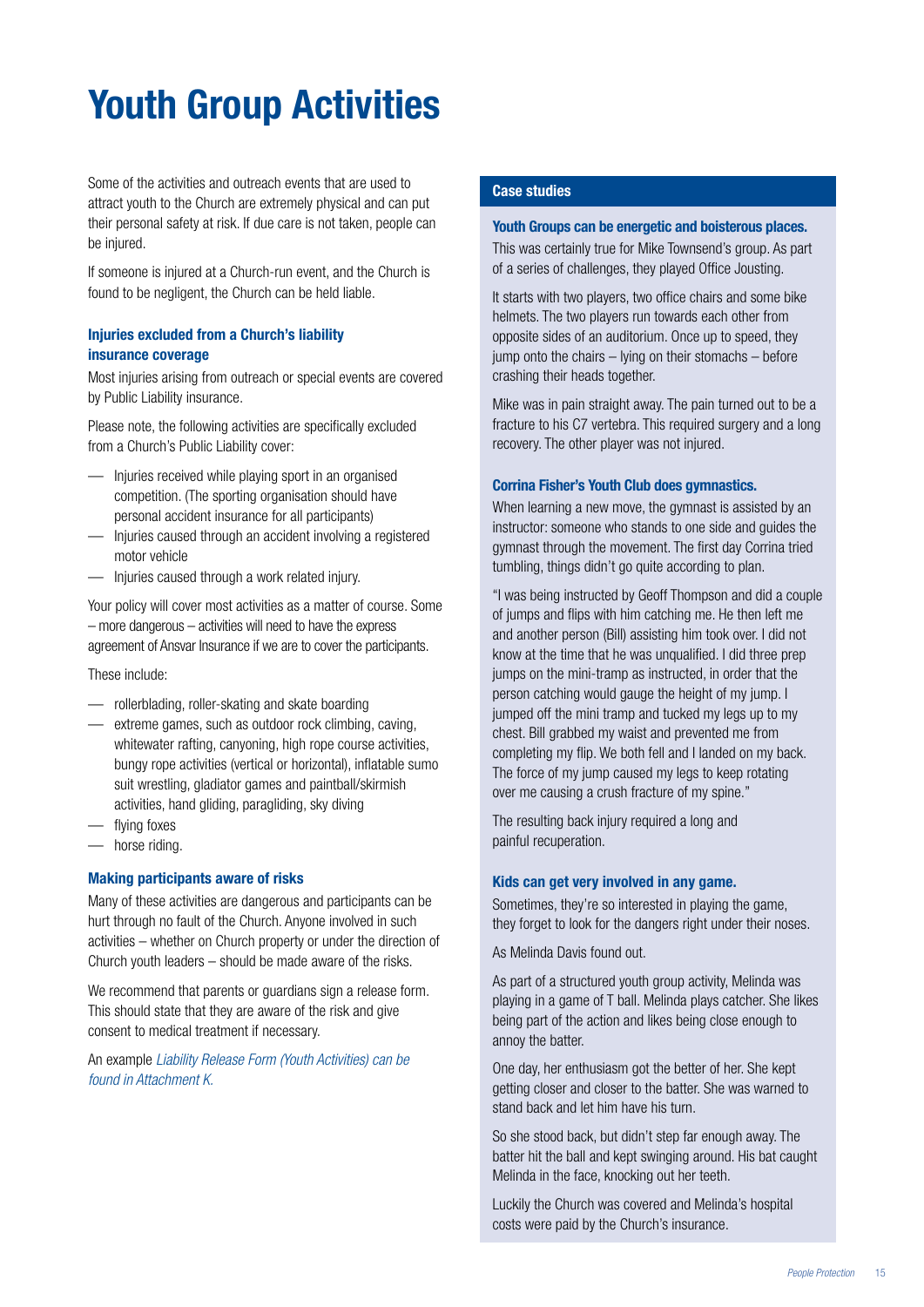# Youth Group Activities

Some of the activities and outreach events that are used to attract youth to the Church are extremely physical and can put their personal safety at risk. If due care is not taken, people can be injured.

If someone is injured at a Church-run event, and the Church is found to be negligent, the Church can be held liable.

### Injuries excluded from a Church's liability insurance coverage

Most injuries arising from outreach or special events are covered by Public Liability insurance.

Please note, the following activities are specifically excluded from a Church's Public Liability cover:

- Injuries received while playing sport in an organised competition. (The sporting organisation should have personal accident insurance for all participants)
- Injuries caused through an accident involving a registered motor vehicle
- Injuries caused through a work related injury.

Your policy will cover most activities as a matter of course. Some – more dangerous – activities will need to have the express agreement of Ansvar Insurance if we are to cover the participants.

These include:

- rollerblading, roller-skating and skate boarding
- extreme games, such as outdoor rock climbing, caving, whitewater rafting, canyoning, high rope course activities, bungy rope activities (vertical or horizontal), inflatable sumo suit wrestling, gladiator games and paintball/skirmish activities, hand gliding, paragliding, sky diving
- flying foxes
- horse riding.

### Making participants aware of risks

Many of these activities are dangerous and participants can be hurt through no fault of the Church. Anyone involved in such activities – whether on Church property or under the direction of Church youth leaders – should be made aware of the risks.

We recommend that parents or guardians sign a release form. This should state that they are aware of the risk and give consent to medical treatment if necessary.

An example *Liability Release Form (Youth Activities) can be found in Attachment K.*

## Case studies

### Youth Groups can be energetic and boisterous places.

This was certainly true for Mike Townsend's group. As part of a series of challenges, they played Office Jousting.

It starts with two players, two office chairs and some bike helmets. The two players run towards each other from opposite sides of an auditorium. Once up to speed, they jump onto the chairs – lying on their stomachs – before crashing their heads together.

Mike was in pain straight away. The pain turned out to be a fracture to his C7 vertebra. This required surgery and a long recovery. The other player was not injured.

### Corrina Fisher's Youth Club does gymnastics.

When learning a new move, the gymnast is assisted by an instructor: someone who stands to one side and guides the gymnast through the movement. The first day Corrina tried tumbling, things didn't go quite according to plan.

"I was being instructed by Geoff Thompson and did a couple of jumps and flips with him catching me. He then left me and another person (Bill) assisting him took over. I did not know at the time that he was unqualified. I did three prep jumps on the mini-tramp as instructed, in order that the person catching would gauge the height of my jump. I jumped off the mini tramp and tucked my legs up to my chest. Bill grabbed my waist and prevented me from completing my flip. We both fell and I landed on my back. The force of my jump caused my legs to keep rotating over me causing a crush fracture of my spine."

The resulting back injury required a long and painful recuperation.

### Kids can get very involved in any game.

Sometimes, they're so interested in playing the game, they forget to look for the dangers right under their noses.

As Melinda Davis found out.

As part of a structured youth group activity, Melinda was playing in a game of T ball. Melinda plays catcher. She likes being part of the action and likes being close enough to annoy the batter.

One day, her enthusiasm got the better of her. She kept getting closer and closer to the batter. She was warned to stand back and let him have his turn.

So she stood back, but didn't step far enough away. The batter hit the ball and kept swinging around. His bat caught Melinda in the face, knocking out her teeth.

Luckily the Church was covered and Melinda's hospital costs were paid by the Church's insurance.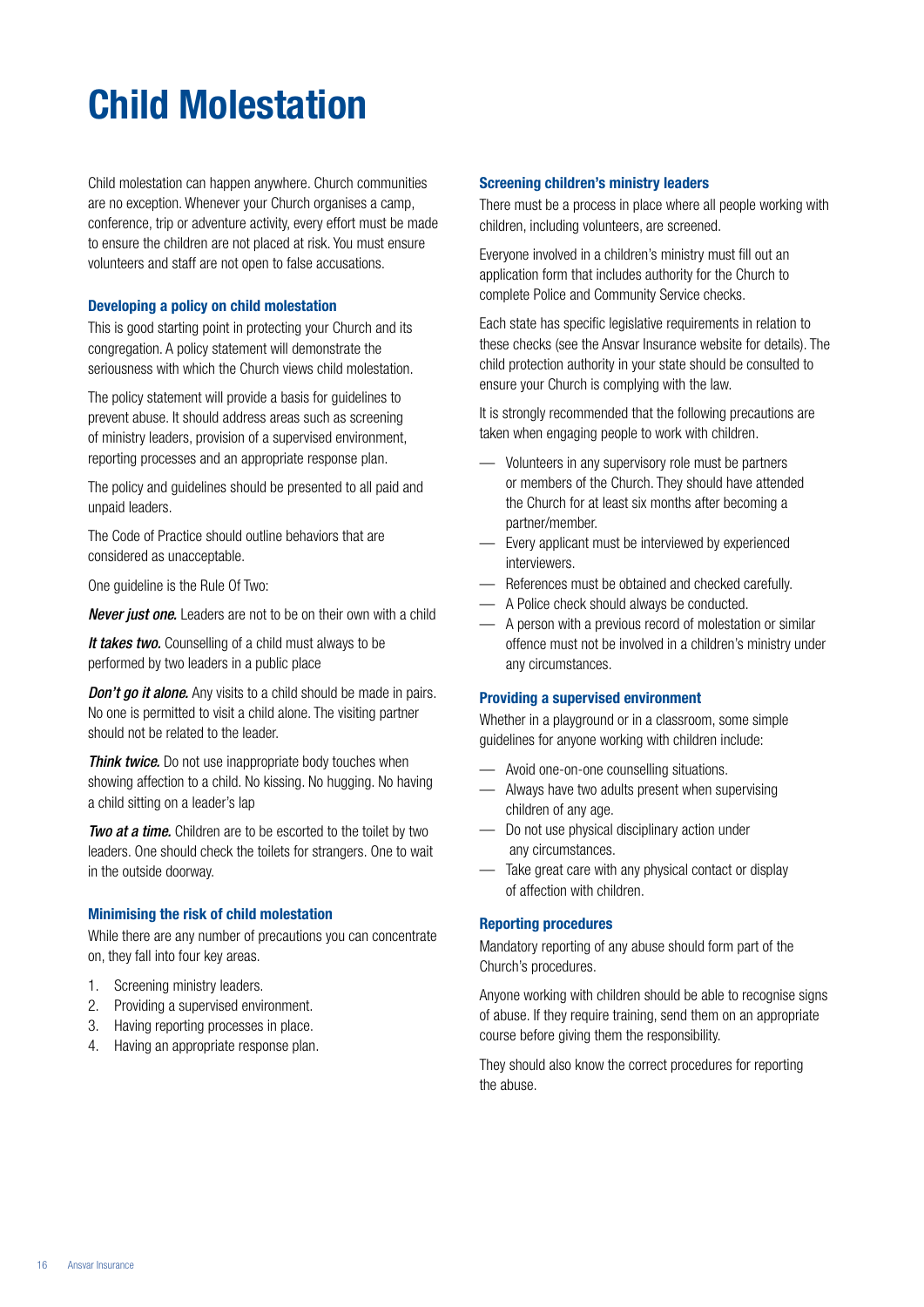# Child Molestation

Child molestation can happen anywhere. Church communities are no exception. Whenever your Church organises a camp, conference, trip or adventure activity, every effort must be made to ensure the children are not placed at risk. You must ensure volunteers and staff are not open to false accusations.

### Developing a policy on child molestation

This is good starting point in protecting your Church and its congregation. A policy statement will demonstrate the seriousness with which the Church views child molestation.

The policy statement will provide a basis for guidelines to prevent abuse. It should address areas such as screening of ministry leaders, provision of a supervised environment, reporting processes and an appropriate response plan.

The policy and guidelines should be presented to all paid and unpaid leaders.

The Code of Practice should outline behaviors that are considered as unacceptable.

One guideline is the Rule Of Two:

***Never just one.*** Leaders are not to be on their own with a child

***It takes two.*** Counselling of a child must always to be performed by two leaders in a public place

***Don't go it alone.*** Any visits to a child should be made in pairs. No one is permitted to visit a child alone. The visiting partner should not be related to the leader.

***Think twice.*** Do not use inappropriate body touches when showing affection to a child. No kissing. No hugging. No having a child sitting on a leader's lap

***Two at a time.*** Children are to be escorted to the toilet by two leaders. One should check the toilets for strangers. One to wait in the outside doorway.

### Minimising the risk of child molestation

While there are any number of precautions you can concentrate on, they fall into four key areas.

1. Screening ministry leaders.
2. Providing a supervised environment.
3. Having reporting processes in place.
4. Having an appropriate response plan.

### Screening children's ministry leaders

There must be a process in place where all people working with children, including volunteers, are screened.

Everyone involved in a children's ministry must fill out an application form that includes authority for the Church to complete Police and Community Service checks.

Each state has specific legislative requirements in relation to these checks (see the Ansvar Insurance website for details). The child protection authority in your state should be consulted to ensure your Church is complying with the law.

It is strongly recommended that the following precautions are taken when engaging people to work with children.

- Volunteers in any supervisory role must be partners or members of the Church. They should have attended the Church for at least six months after becoming a partner/member.
- Every applicant must be interviewed by experienced interviewers.
- References must be obtained and checked carefully.
- A Police check should always be conducted.
- A person with a previous record of molestation or similar offence must not be involved in a children's ministry under any circumstances.

### Providing a supervised environment

Whether in a playground or in a classroom, some simple guidelines for anyone working with children include:

- Avoid one-on-one counselling situations.
- Always have two adults present when supervising children of any age.
- Do not use physical disciplinary action under any circumstances.
- Take great care with any physical contact or display of affection with children.

### Reporting procedures

Mandatory reporting of any abuse should form part of the Church's procedures.

Anyone working with children should be able to recognise signs of abuse. If they require training, send them on an appropriate course before giving them the responsibility.

They should also know the correct procedures for reporting the abuse.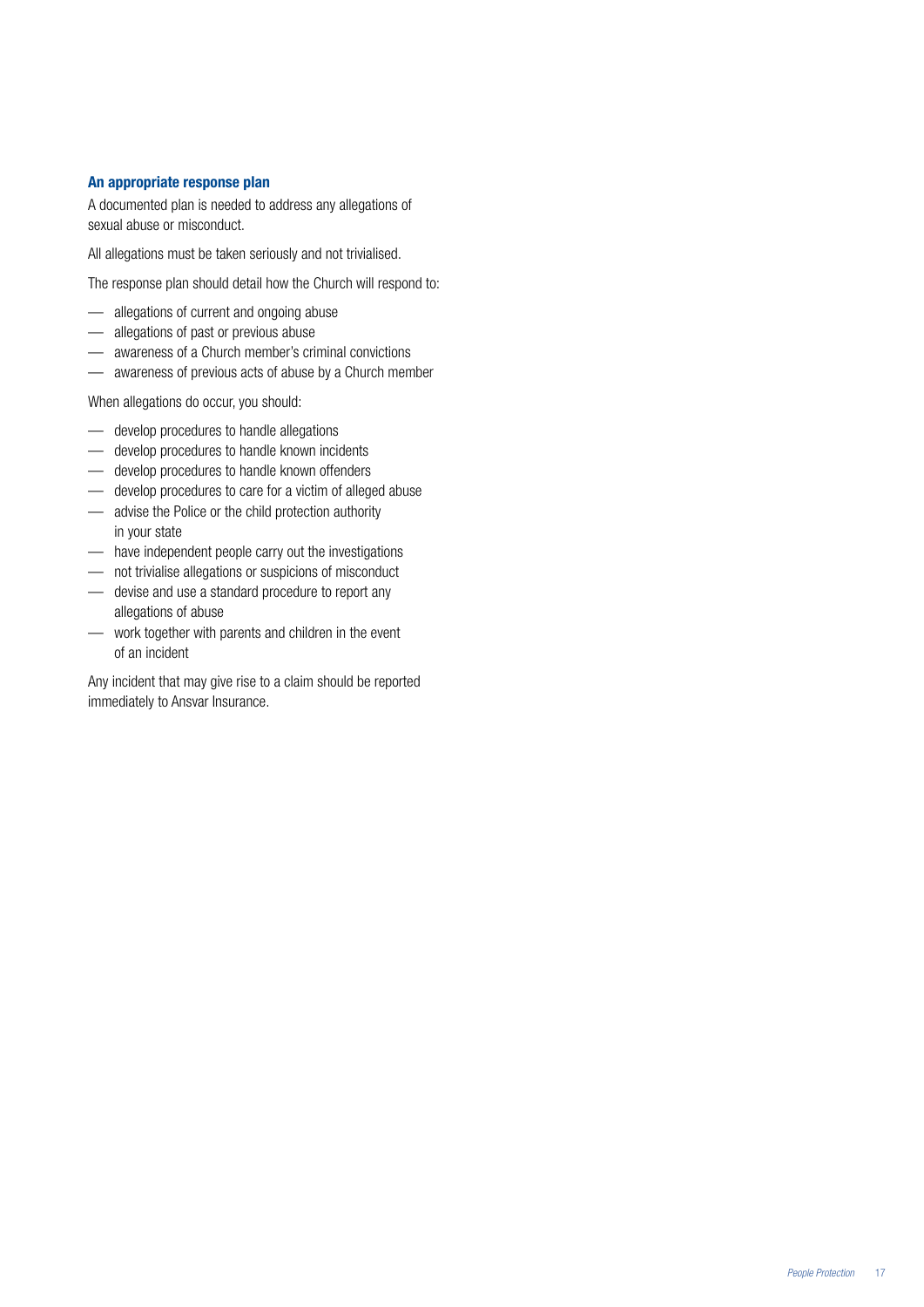### An appropriate response plan

A documented plan is needed to address any allegations of sexual abuse or misconduct.

All allegations must be taken seriously and not trivialised.

The response plan should detail how the Church will respond to:

- allegations of current and ongoing abuse
- allegations of past or previous abuse
- awareness of a Church member's criminal convictions
- awareness of previous acts of abuse by a Church member

When allegations do occur, you should:

- develop procedures to handle allegations
- develop procedures to handle known incidents
- develop procedures to handle known offenders
- develop procedures to care for a victim of alleged abuse
- advise the Police or the child protection authority in your state
- have independent people carry out the investigations
- not trivialise allegations or suspicions of misconduct
- devise and use a standard procedure to report any allegations of abuse
- work together with parents and children in the event of an incident

Any incident that may give rise to a claim should be reported immediately to Ansvar Insurance.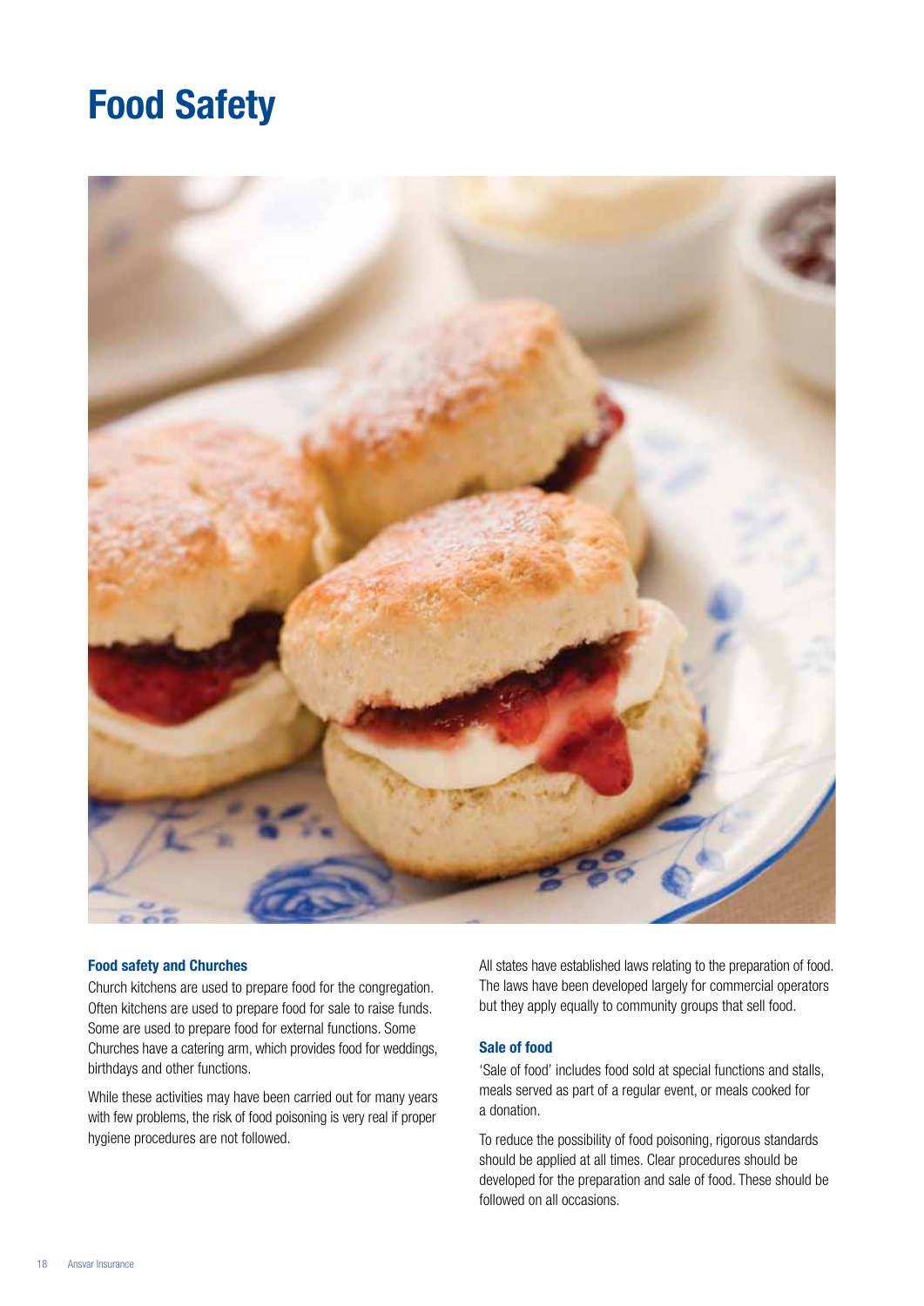# Food Safety

### Food safety and Churches

Church kitchens are used to prepare food for the congregation. Often kitchens are used to prepare food for sale to raise funds. Some are used to prepare food for external functions. Some Churches have a catering arm, which provides food for weddings, birthdays and other functions.

While these activities may have been carried out for many years with few problems, the risk of food poisoning is very real if proper hygiene procedures are not followed.

All states have established laws relating to the preparation of food. The laws have been developed largely for commercial operators but they apply equally to community groups that sell food.

### Sale of food

'Sale of food' includes food sold at special functions and stalls, meals served as part of a regular event, or meals cooked for a donation.

To reduce the possibility of food poisoning, rigorous standards should be applied at all times. Clear procedures should be developed for the preparation and sale of food. These should be followed on all occasions.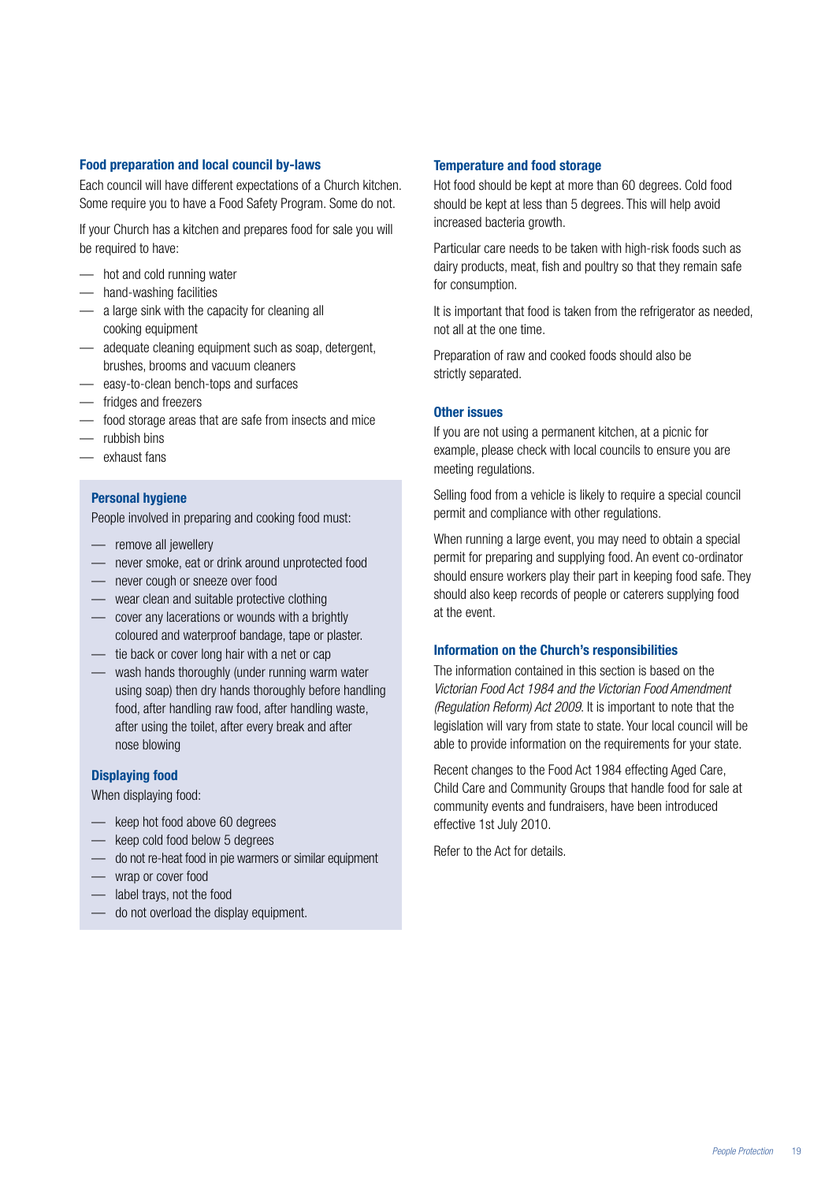### Food preparation and local council by-laws

Each council will have different expectations of a Church kitchen. Some require you to have a Food Safety Program. Some do not.

If your Church has a kitchen and prepares food for sale you will be required to have:

- hot and cold running water
- hand-washing facilities
- a large sink with the capacity for cleaning all cooking equipment
- adequate cleaning equipment such as soap, detergent, brushes, brooms and vacuum cleaners
- easy-to-clean bench-tops and surfaces
- fridges and freezers
- food storage areas that are safe from insects and mice
- rubbish bins
- exhaust fans

### Personal hygiene

People involved in preparing and cooking food must:

- remove all jewellery
- never smoke, eat or drink around unprotected food
- never cough or sneeze over food
- wear clean and suitable protective clothing
- cover any lacerations or wounds with a brightly coloured and waterproof bandage, tape or plaster.
- tie back or cover long hair with a net or cap
- wash hands thoroughly (under running warm water using soap) then dry hands thoroughly before handling food, after handling raw food, after handling waste, after using the toilet, after every break and after nose blowing

### Displaying food

When displaying food:

- keep hot food above 60 degrees
- keep cold food below 5 degrees
- do not re-heat food in pie warmers or similar equipment
- wrap or cover food
- label trays, not the food
- do not overload the display equipment.

### Temperature and food storage

Hot food should be kept at more than 60 degrees. Cold food should be kept at less than 5 degrees. This will help avoid increased bacteria growth.

Particular care needs to be taken with high-risk foods such as dairy products, meat, fish and poultry so that they remain safe for consumption.

It is important that food is taken from the refrigerator as needed, not all at the one time.

Preparation of raw and cooked foods should also be strictly separated.

### Other issues

If you are not using a permanent kitchen, at a picnic for example, please check with local councils to ensure you are meeting regulations.

Selling food from a vehicle is likely to require a special council permit and compliance with other regulations.

When running a large event, you may need to obtain a special permit for preparing and supplying food. An event co-ordinator should ensure workers play their part in keeping food safe. They should also keep records of people or caterers supplying food at the event.

### Information on the Church's responsibilities

The information contained in this section is based on the *Victorian Food Act 1984 and the Victorian Food Amendment (Regulation Reform) Act 2009*. It is important to note that the legislation will vary from state to state. Your local council will be able to provide information on the requirements for your state.

Recent changes to the Food Act 1984 effecting Aged Care, Child Care and Community Groups that handle food for sale at community events and fundraisers, have been introduced effective 1st July 2010.

Refer to the Act for details.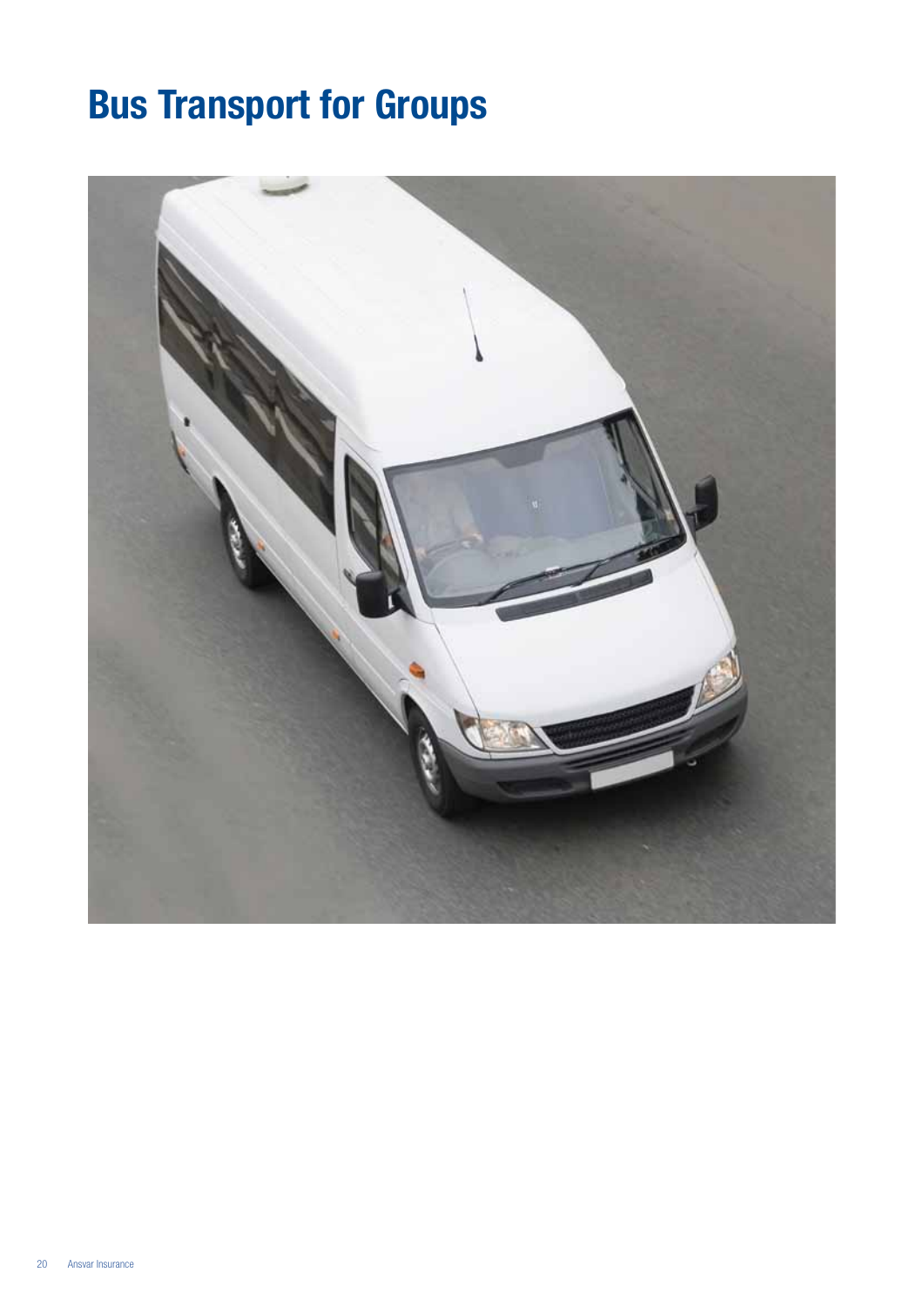# Bus Transport for Groups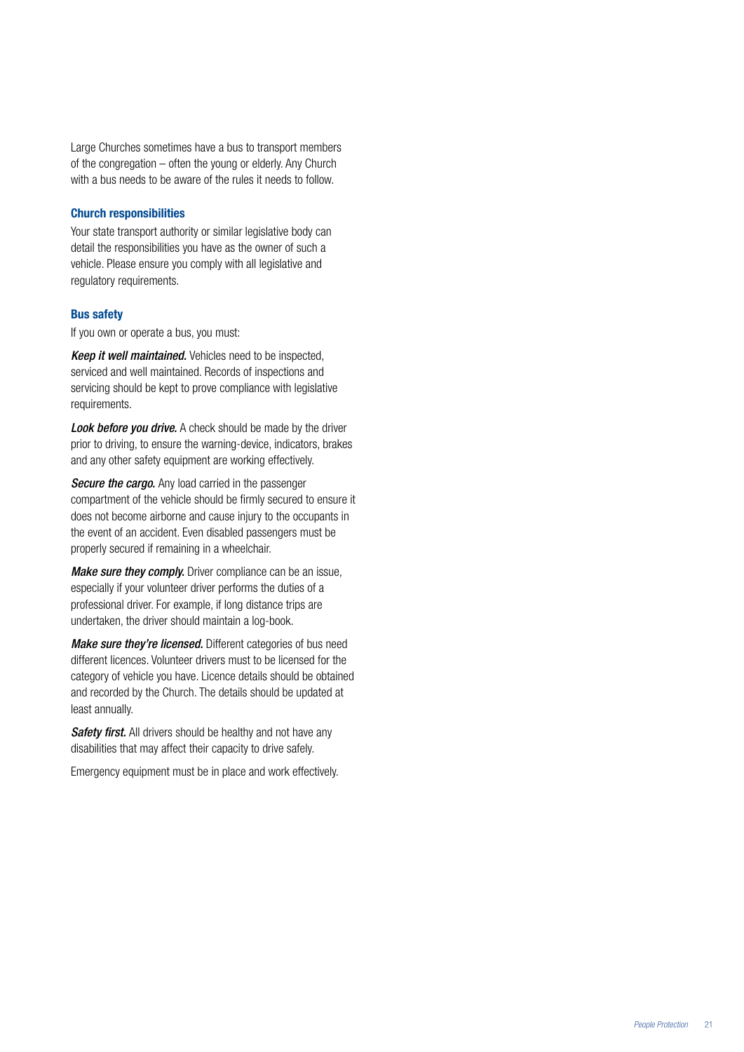Large Churches sometimes have a bus to transport members of the congregation – often the young or elderly. Any Church with a bus needs to be aware of the rules it needs to follow.

### Church responsibilities

Your state transport authority or similar legislative body can detail the responsibilities you have as the owner of such a vehicle. Please ensure you comply with all legislative and regulatory requirements.

### Bus safety

If you own or operate a bus, you must:

***Keep it well maintained.*** Vehicles need to be inspected, serviced and well maintained. Records of inspections and servicing should be kept to prove compliance with legislative requirements.

***Look before you drive.*** A check should be made by the driver prior to driving, to ensure the warning-device, indicators, brakes and any other safety equipment are working effectively.

***Secure the cargo.*** Any load carried in the passenger compartment of the vehicle should be firmly secured to ensure it does not become airborne and cause injury to the occupants in the event of an accident. Even disabled passengers must be properly secured if remaining in a wheelchair.

***Make sure they comply.*** Driver compliance can be an issue, especially if your volunteer driver performs the duties of a professional driver. For example, if long distance trips are undertaken, the driver should maintain a log-book.

***Make sure they're licensed.*** Different categories of bus need different licences. Volunteer drivers must to be licensed for the category of vehicle you have. Licence details should be obtained and recorded by the Church. The details should be updated at least annually.

***Safety first.*** All drivers should be healthy and not have any disabilities that may affect their capacity to drive safely.

Emergency equipment must be in place and work effectively.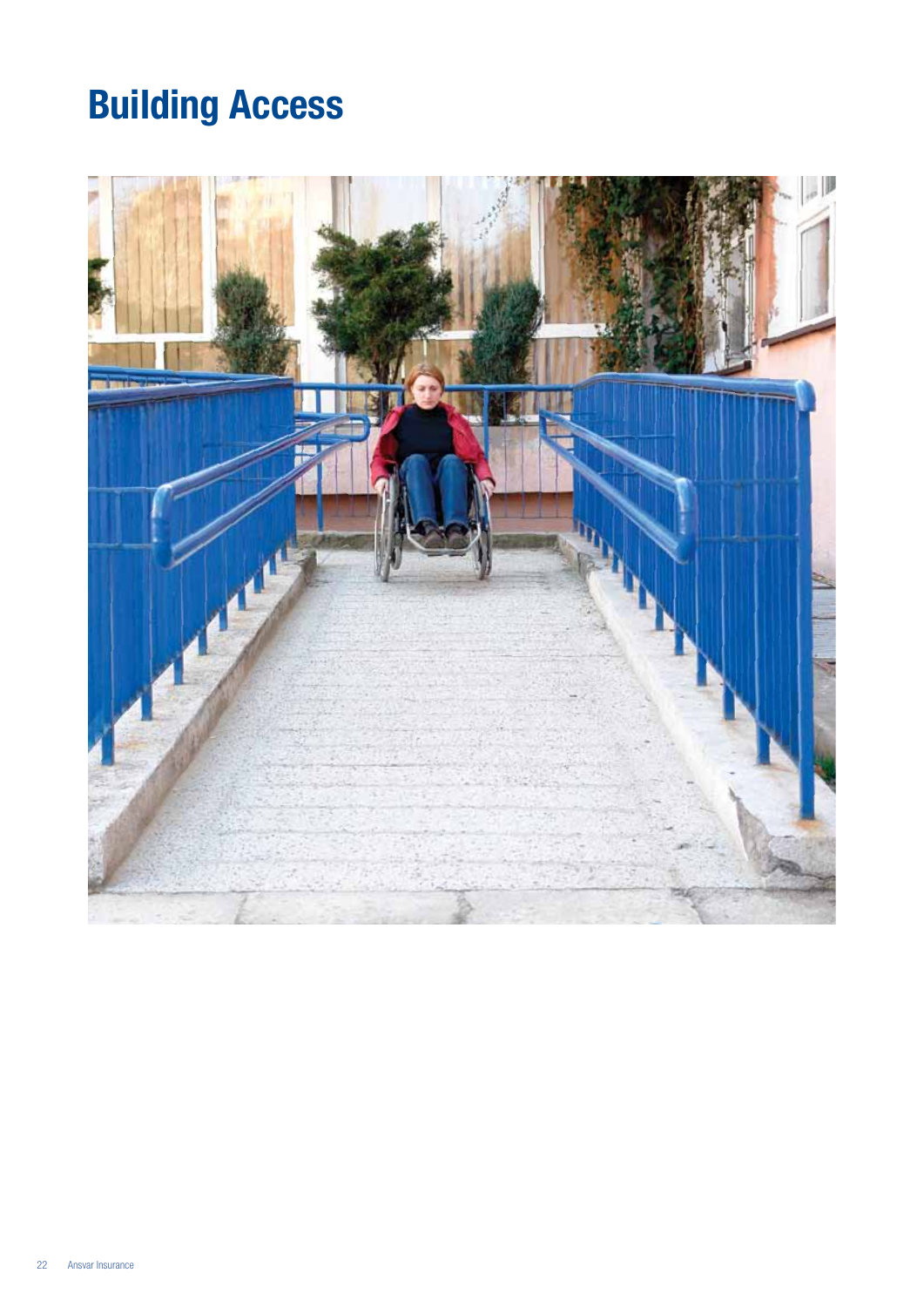# Building Access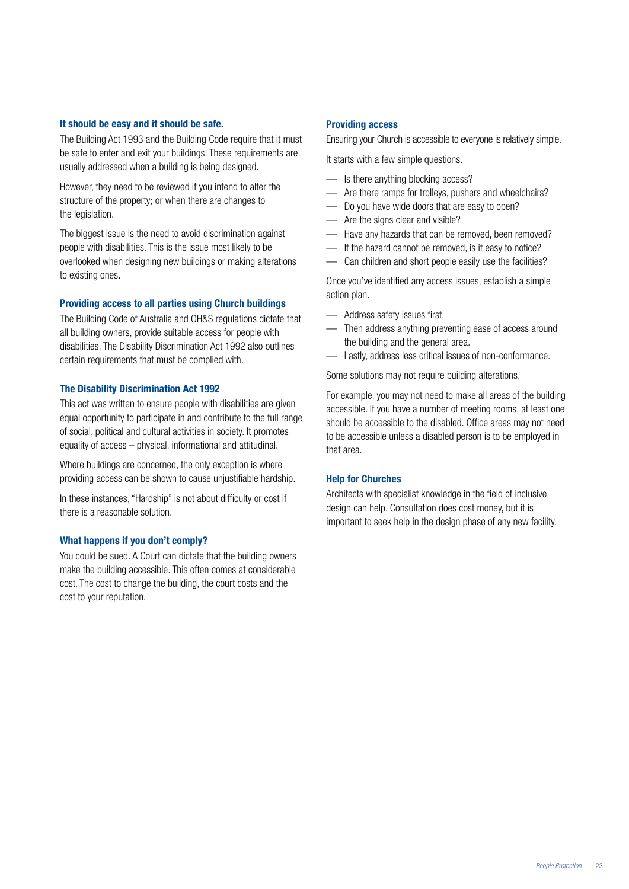### It should be easy and it should be safe.

The Building Act 1993 and the Building Code require that it must be safe to enter and exit your buildings. These requirements are usually addressed when a building is being designed.

However, they need to be reviewed if you intend to alter the structure of the property; or when there are changes to the legislation.

The biggest issue is the need to avoid discrimination against people with disabilities. This is the issue most likely to be overlooked when designing new buildings or making alterations to existing ones.

### Providing access to all parties using Church buildings

The Building Code of Australia and OH&S regulations dictate that all building owners, provide suitable access for people with disabilities. The Disability Discrimination Act 1992 also outlines certain requirements that must be complied with.

### The Disability Discrimination Act 1992

This act was written to ensure people with disabilities are given equal opportunity to participate in and contribute to the full range of social, political and cultural activities in society. It promotes equality of access – physical, informational and attitudinal.

Where buildings are concerned, the only exception is where providing access can be shown to cause unjustifiable hardship.

In these instances, "Hardship" is not about difficulty or cost if there is a reasonable solution.

### What happens if you don't comply?

You could be sued. A Court can dictate that the building owners make the building accessible. This often comes at considerable cost. The cost to change the building, the court costs and the cost to your reputation.

### Providing access

Ensuring your Church is accessible to everyone is relatively simple.

It starts with a few simple questions.

- Is there anything blocking access?
- Are there ramps for trolleys, pushers and wheelchairs?
- Do you have wide doors that are easy to open?
- Are the signs clear and visible?
- Have any hazards that can be removed, been removed?
- If the hazard cannot be removed, is it easy to notice?
- Can children and short people easily use the facilities?

Once you've identified any access issues, establish a simple action plan.

- Address safety issues first.
- Then address anything preventing ease of access around the building and the general area.
- Lastly, address less critical issues of non-conformance.

Some solutions may not require building alterations.

For example, you may not need to make all areas of the building accessible. If you have a number of meeting rooms, at least one should be accessible to the disabled. Office areas may not need to be accessible unless a disabled person is to be employed in that area.

### Help for Churches

Architects with specialist knowledge in the field of inclusive design can help. Consultation does cost money, but it is important to seek help in the design phase of any new facility.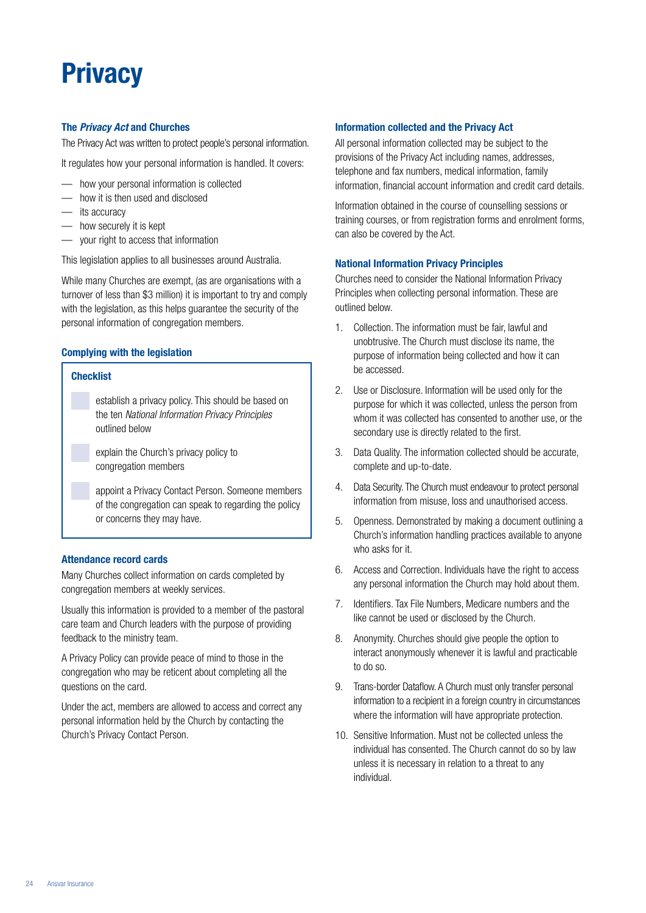# Privacy

### The *Privacy Act* and Churches

The Privacy Act was written to protect people's personal information.

It regulates how your personal information is handled. It covers:

- how your personal information is collected
- how it is then used and disclosed
- its accuracy
- how securely it is kept
- your right to access that information

This legislation applies to all businesses around Australia.

While many Churches are exempt, (as are organisations with a turnover of less than $3 million) it is important to try and comply with the legislation, as this helps guarantee the security of the personal information of congregation members.

### Complying with the legislation

**Checklist**

- [ ] establish a privacy policy. This should be based on the ten *National Information Privacy Principles* outlined below
- [ ] explain the Church's privacy policy to congregation members
- [ ] appoint a Privacy Contact Person. Someone members of the congregation can speak to regarding the policy or concerns they may have.

### Attendance record cards

Many Churches collect information on cards completed by congregation members at weekly services.

Usually this information is provided to a member of the pastoral care team and Church leaders with the purpose of providing feedback to the ministry team.

A Privacy Policy can provide peace of mind to those in the congregation who may be reticent about completing all the questions on the card.

Under the act, members are allowed to access and correct any personal information held by the Church by contacting the Church's Privacy Contact Person.

### Information collected and the Privacy Act

All personal information collected may be subject to the provisions of the Privacy Act including names, addresses, telephone and fax numbers, medical information, family information, financial account information and credit card details.

Information obtained in the course of counselling sessions or training courses, or from registration forms and enrolment forms, can also be covered by the Act.

### National Information Privacy Principles

Churches need to consider the National Information Privacy Principles when collecting personal information. These are outlined below.

1. Collection. The information must be fair, lawful and unobtrusive. The Church must disclose its name, the purpose of information being collected and how it can be accessed.
2. Use or Disclosure. Information will be used only for the purpose for which it was collected, unless the person from whom it was collected has consented to another use, or the secondary use is directly related to the first.
3. Data Quality. The information collected should be accurate, complete and up-to-date.
4. Data Security. The Church must endeavour to protect personal information from misuse, loss and unauthorised access.
5. Openness. Demonstrated by making a document outlining a Church's information handling practices available to anyone who asks for it.
6. Access and Correction. Individuals have the right to access any personal information the Church may hold about them.
7. Identifiers. Tax File Numbers, Medicare numbers and the like cannot be used or disclosed by the Church.
8. Anonymity. Churches should give people the option to interact anonymously whenever it is lawful and practicable to do so.
9. Trans-border Dataflow. A Church must only transfer personal information to a recipient in a foreign country in circumstances where the information will have appropriate protection.
10. Sensitive Information. Must not be collected unless the individual has consented. The Church cannot do so by law unless it is necessary in relation to a threat to any individual.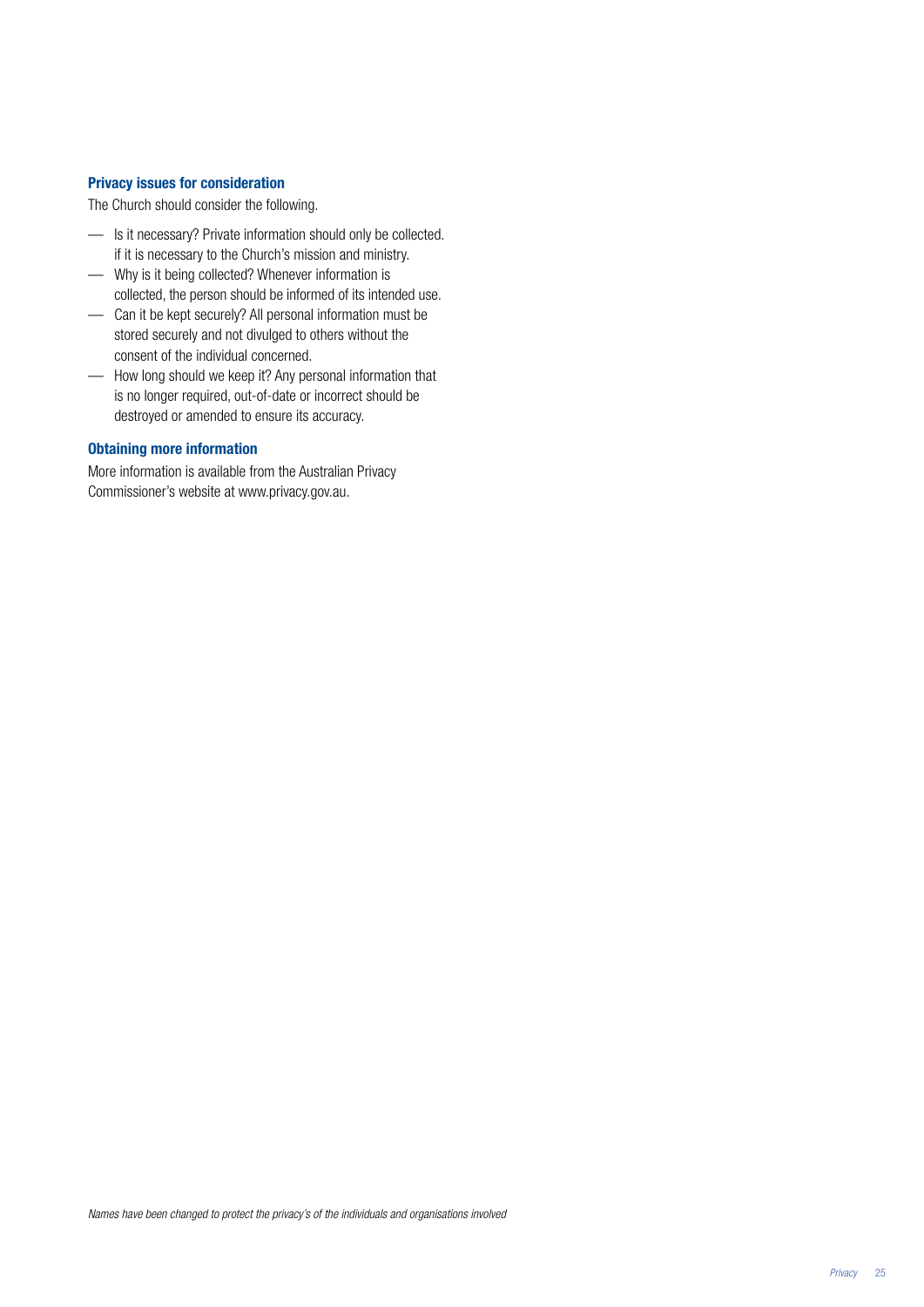### Privacy issues for consideration

The Church should consider the following.

- Is it necessary? Private information should only be collected. if it is necessary to the Church's mission and ministry.
- Why is it being collected? Whenever information is collected, the person should be informed of its intended use.
- Can it be kept securely? All personal information must be stored securely and not divulged to others without the consent of the individual concerned.
- How long should we keep it? Any personal information that is no longer required, out-of-date or incorrect should be destroyed or amended to ensure its accuracy.

### Obtaining more information

More information is available from the Australian Privacy Commissioner's website at www.privacy.gov.au.

*Names have been changed to protect the privacy's of the individuals and organisations involved*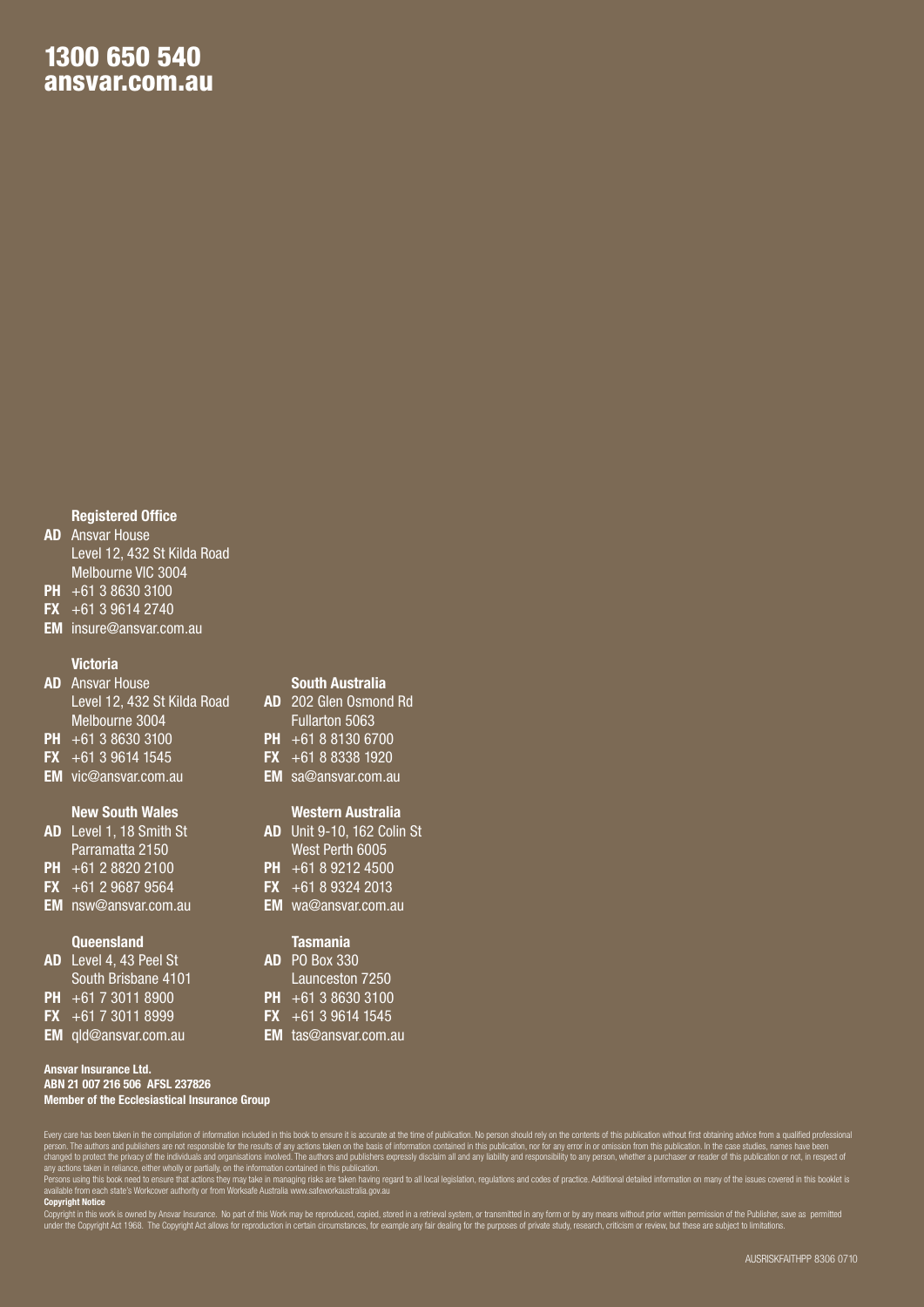# 1300 650 540
# ansvar.com.au

### Registered Office

**AD** Ansvar House
Level 12, 432 St Kilda Road
Melbourne VIC 3004
**PH** +61 3 8630 3100
**FX** +61 3 9614 2740
**EM** insure@ansvar.com.au

### Victoria

**AD** Ansvar House
Level 12, 432 St Kilda Road
Melbourne 3004
**PH** +61 3 8630 3100
**FX** +61 3 9614 1545
**EM** vic@ansvar.com.au

### New South Wales

**AD** Level 1, 18 Smith St
Parramatta 2150
**PH** +61 2 8820 2100
**FX** +61 2 9687 9564
**EM** nsw@ansvar.com.au

### Queensland

**AD** Level 4, 43 Peel St
South Brisbane 4101
**PH** +61 7 3011 8900
**FX** +61 7 3011 8999
**EM** qld@ansvar.com.au

### South Australia

**AD** 202 Glen Osmond Rd
Fullarton 5063
**PH** +61 8 8130 6700
**FX** +61 8 8338 1920
**EM** sa@ansvar.com.au

### Western Australia

**AD** Unit 9-10, 162 Colin St
West Perth 6005
**PH** +61 8 9212 4500
**FX** +61 8 9324 2013
**EM** wa@ansvar.com.au

### Tasmania

**AD** PO Box 330
Launceston 7250
**PH** +61 3 8630 3100
**FX** +61 3 9614 1545
**EM** tas@ansvar.com.au

**Ansvar Insurance Ltd.**
**ABN 21 007 216 506 AFSL 237826**
**Member of the Ecclesiastical Insurance Group**

Every care has been taken in the compilation of information included in this book to ensure it is accurate at the time of publication. No person should rely on the contents of this publication without first obtaining advice from a qualified professional person. The authors and publishers are not responsible for the results of any actions taken on the basis of information contained in this publication, nor for any error in or omission from this publication. In the case studies, names have been changed to protect the privacy of the individuals and organisations involved. The authors and publishers expressly disclaim all and any liability and responsibility to any person, whether a purchaser or reader of this publication or not, in respect of any actions taken in reliance, either wholly or partially, on the information contained in this publication.
Persons using this book need to ensure that actions they may take in managing risks are taken having regard to all local legislation, regulations and codes of practice. Additional detailed information on many of the issues covered in this booklet is available from each state's Workcover authority or from Worksafe Australia www.safeworkaustralia.gov.au

**Copyright Notice**
Copyright in this work is owned by Ansvar Insurance. No part of this Work may be reproduced, copied, stored in a retrieval system, or transmitted in any form or by any means without prior written permission of the Publisher, save as permitted under the Copyright Act 1968. The Copyright Act allows for reproduction in certain circumstances, for example any fair dealing for the purposes of private study, research, criticism or review, but these are subject to limitations.

AUSRISKFAITHPP 8306 0710